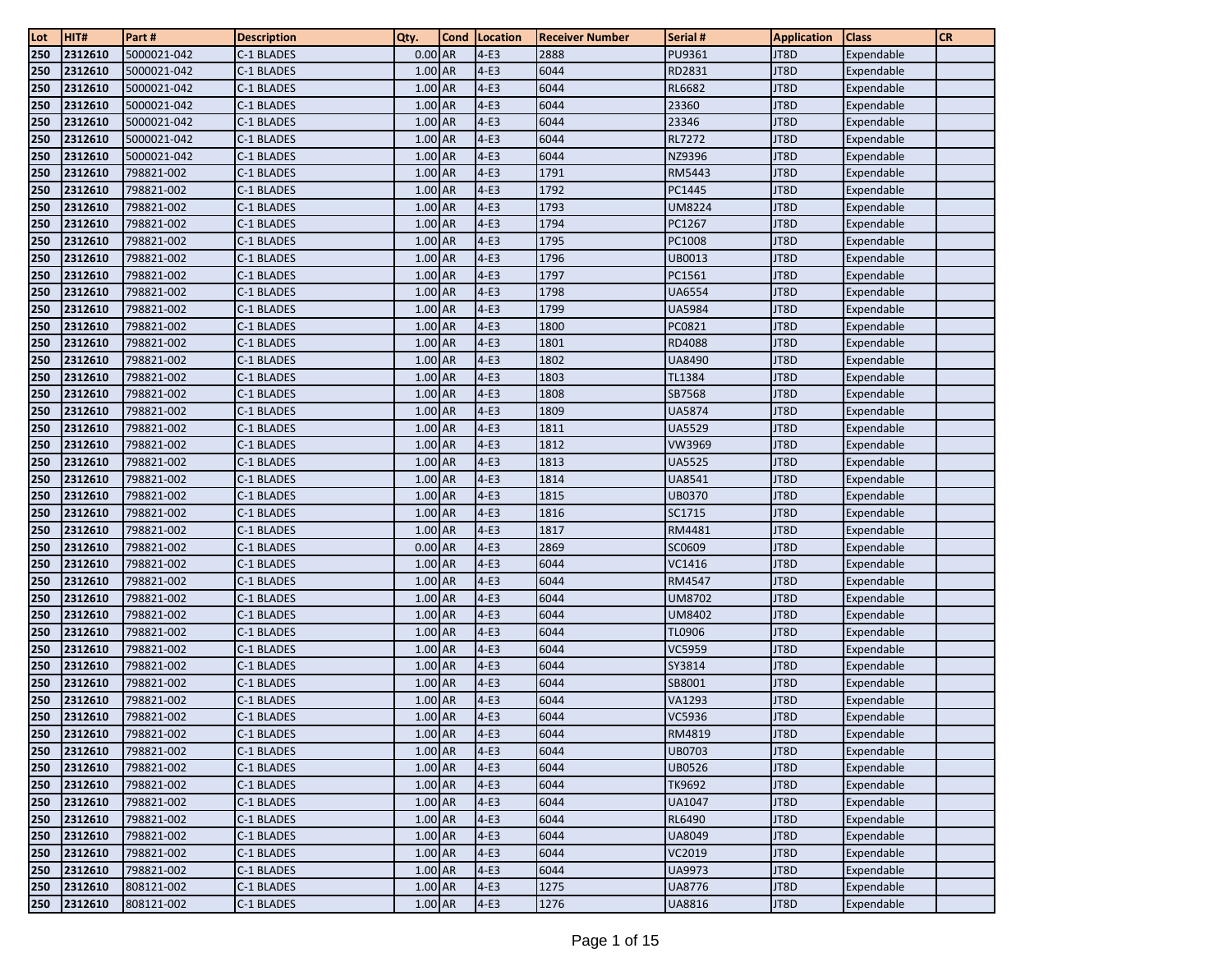| Lot | HIT# | Part # | Description | Qty. | Cond | Location | Receiver Number | Serial # | Application | Class | CR |
|---|---|---|---|---|---|---|---|---|---|---|---|
| 250 | 2312610 | 5000021-042 | C-1 BLADES | 0.00 | AR | 4-E3 | 2888 | PU9361 | JT8D | Expendable | |
| 250 | 2312610 | 5000021-042 | C-1 BLADES | 1.00 | AR | 4-E3 | 6044 | RD2831 | JT8D | Expendable | |
| 250 | 2312610 | 5000021-042 | C-1 BLADES | 1.00 | AR | 4-E3 | 6044 | RL6682 | JT8D | Expendable | |
| 250 | 2312610 | 5000021-042 | C-1 BLADES | 1.00 | AR | 4-E3 | 6044 | 23360 | JT8D | Expendable | |
| 250 | 2312610 | 5000021-042 | C-1 BLADES | 1.00 | AR | 4-E3 | 6044 | 23346 | JT8D | Expendable | |
| 250 | 2312610 | 5000021-042 | C-1 BLADES | 1.00 | AR | 4-E3 | 6044 | RL7272 | JT8D | Expendable | |
| 250 | 2312610 | 5000021-042 | C-1 BLADES | 1.00 | AR | 4-E3 | 6044 | NZ9396 | JT8D | Expendable | |
| 250 | 2312610 | 798821-002 | C-1 BLADES | 1.00 | AR | 4-E3 | 1791 | RM5443 | JT8D | Expendable | |
| 250 | 2312610 | 798821-002 | C-1 BLADES | 1.00 | AR | 4-E3 | 1792 | PC1445 | JT8D | Expendable | |
| 250 | 2312610 | 798821-002 | C-1 BLADES | 1.00 | AR | 4-E3 | 1793 | UM8224 | JT8D | Expendable | |
| 250 | 2312610 | 798821-002 | C-1 BLADES | 1.00 | AR | 4-E3 | 1794 | PC1267 | JT8D | Expendable | |
| 250 | 2312610 | 798821-002 | C-1 BLADES | 1.00 | AR | 4-E3 | 1795 | PC1008 | JT8D | Expendable | |
| 250 | 2312610 | 798821-002 | C-1 BLADES | 1.00 | AR | 4-E3 | 1796 | UB0013 | JT8D | Expendable | |
| 250 | 2312610 | 798821-002 | C-1 BLADES | 1.00 | AR | 4-E3 | 1797 | PC1561 | JT8D | Expendable | |
| 250 | 2312610 | 798821-002 | C-1 BLADES | 1.00 | AR | 4-E3 | 1798 | UA6554 | JT8D | Expendable | |
| 250 | 2312610 | 798821-002 | C-1 BLADES | 1.00 | AR | 4-E3 | 1799 | UA5984 | JT8D | Expendable | |
| 250 | 2312610 | 798821-002 | C-1 BLADES | 1.00 | AR | 4-E3 | 1800 | PC0821 | JT8D | Expendable | |
| 250 | 2312610 | 798821-002 | C-1 BLADES | 1.00 | AR | 4-E3 | 1801 | RD4088 | JT8D | Expendable | |
| 250 | 2312610 | 798821-002 | C-1 BLADES | 1.00 | AR | 4-E3 | 1802 | UA8490 | JT8D | Expendable | |
| 250 | 2312610 | 798821-002 | C-1 BLADES | 1.00 | AR | 4-E3 | 1803 | TL1384 | JT8D | Expendable | |
| 250 | 2312610 | 798821-002 | C-1 BLADES | 1.00 | AR | 4-E3 | 1808 | SB7568 | JT8D | Expendable | |
| 250 | 2312610 | 798821-002 | C-1 BLADES | 1.00 | AR | 4-E3 | 1809 | UA5874 | JT8D | Expendable | |
| 250 | 2312610 | 798821-002 | C-1 BLADES | 1.00 | AR | 4-E3 | 1811 | UA5529 | JT8D | Expendable | |
| 250 | 2312610 | 798821-002 | C-1 BLADES | 1.00 | AR | 4-E3 | 1812 | VW3969 | JT8D | Expendable | |
| 250 | 2312610 | 798821-002 | C-1 BLADES | 1.00 | AR | 4-E3 | 1813 | UA5525 | JT8D | Expendable | |
| 250 | 2312610 | 798821-002 | C-1 BLADES | 1.00 | AR | 4-E3 | 1814 | UA8541 | JT8D | Expendable | |
| 250 | 2312610 | 798821-002 | C-1 BLADES | 1.00 | AR | 4-E3 | 1815 | UB0370 | JT8D | Expendable | |
| 250 | 2312610 | 798821-002 | C-1 BLADES | 1.00 | AR | 4-E3 | 1816 | SC1715 | JT8D | Expendable | |
| 250 | 2312610 | 798821-002 | C-1 BLADES | 1.00 | AR | 4-E3 | 1817 | RM4481 | JT8D | Expendable | |
| 250 | 2312610 | 798821-002 | C-1 BLADES | 0.00 | AR | 4-E3 | 2869 | SC0609 | JT8D | Expendable | |
| 250 | 2312610 | 798821-002 | C-1 BLADES | 1.00 | AR | 4-E3 | 6044 | VC1416 | JT8D | Expendable | |
| 250 | 2312610 | 798821-002 | C-1 BLADES | 1.00 | AR | 4-E3 | 6044 | RM4547 | JT8D | Expendable | |
| 250 | 2312610 | 798821-002 | C-1 BLADES | 1.00 | AR | 4-E3 | 6044 | UM8702 | JT8D | Expendable | |
| 250 | 2312610 | 798821-002 | C-1 BLADES | 1.00 | AR | 4-E3 | 6044 | UM8402 | JT8D | Expendable | |
| 250 | 2312610 | 798821-002 | C-1 BLADES | 1.00 | AR | 4-E3 | 6044 | TL0906 | JT8D | Expendable | |
| 250 | 2312610 | 798821-002 | C-1 BLADES | 1.00 | AR | 4-E3 | 6044 | VC5959 | JT8D | Expendable | |
| 250 | 2312610 | 798821-002 | C-1 BLADES | 1.00 | AR | 4-E3 | 6044 | SY3814 | JT8D | Expendable | |
| 250 | 2312610 | 798821-002 | C-1 BLADES | 1.00 | AR | 4-E3 | 6044 | SB8001 | JT8D | Expendable | |
| 250 | 2312610 | 798821-002 | C-1 BLADES | 1.00 | AR | 4-E3 | 6044 | VA1293 | JT8D | Expendable | |
| 250 | 2312610 | 798821-002 | C-1 BLADES | 1.00 | AR | 4-E3 | 6044 | VC5936 | JT8D | Expendable | |
| 250 | 2312610 | 798821-002 | C-1 BLADES | 1.00 | AR | 4-E3 | 6044 | RM4819 | JT8D | Expendable | |
| 250 | 2312610 | 798821-002 | C-1 BLADES | 1.00 | AR | 4-E3 | 6044 | UB0703 | JT8D | Expendable | |
| 250 | 2312610 | 798821-002 | C-1 BLADES | 1.00 | AR | 4-E3 | 6044 | UB0526 | JT8D | Expendable | |
| 250 | 2312610 | 798821-002 | C-1 BLADES | 1.00 | AR | 4-E3 | 6044 | TK9692 | JT8D | Expendable | |
| 250 | 2312610 | 798821-002 | C-1 BLADES | 1.00 | AR | 4-E3 | 6044 | UA1047 | JT8D | Expendable | |
| 250 | 2312610 | 798821-002 | C-1 BLADES | 1.00 | AR | 4-E3 | 6044 | RL6490 | JT8D | Expendable | |
| 250 | 2312610 | 798821-002 | C-1 BLADES | 1.00 | AR | 4-E3 | 6044 | UA8049 | JT8D | Expendable | |
| 250 | 2312610 | 798821-002 | C-1 BLADES | 1.00 | AR | 4-E3 | 6044 | VC2019 | JT8D | Expendable | |
| 250 | 2312610 | 798821-002 | C-1 BLADES | 1.00 | AR | 4-E3 | 6044 | UA9973 | JT8D | Expendable | |
| 250 | 2312610 | 808121-002 | C-1 BLADES | 1.00 | AR | 4-E3 | 1275 | UA8776 | JT8D | Expendable | |
| 250 | 2312610 | 808121-002 | C-1 BLADES | 1.00 | AR | 4-E3 | 1276 | UA8816 | JT8D | Expendable | |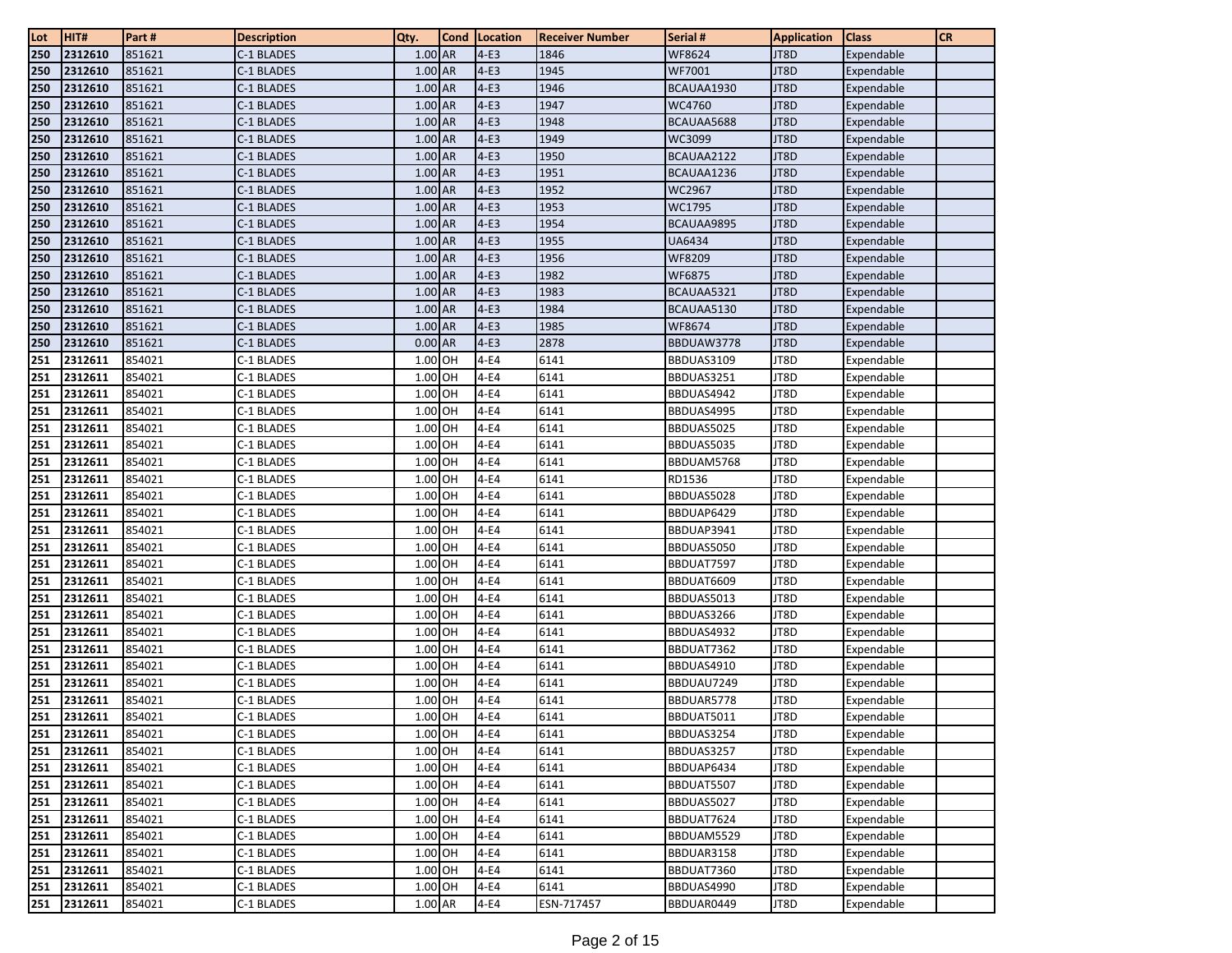| Lot | HIT# | Part # | Description | Qty. | Cond | Location | Receiver Number | Serial # | Application | Class | CR |
|---|---|---|---|---|---|---|---|---|---|---|---|
| 250 | 2312610 | 851621 | C-1 BLADES | 1.00 | AR | 4-E3 | 1846 | WF8624 | JT8D | Expendable | |
| 250 | 2312610 | 851621 | C-1 BLADES | 1.00 | AR | 4-E3 | 1945 | WF7001 | JT8D | Expendable | |
| 250 | 2312610 | 851621 | C-1 BLADES | 1.00 | AR | 4-E3 | 1946 | BCAUAA1930 | JT8D | Expendable | |
| 250 | 2312610 | 851621 | C-1 BLADES | 1.00 | AR | 4-E3 | 1947 | WC4760 | JT8D | Expendable | |
| 250 | 2312610 | 851621 | C-1 BLADES | 1.00 | AR | 4-E3 | 1948 | BCAUAA5688 | JT8D | Expendable | |
| 250 | 2312610 | 851621 | C-1 BLADES | 1.00 | AR | 4-E3 | 1949 | WC3099 | JT8D | Expendable | |
| 250 | 2312610 | 851621 | C-1 BLADES | 1.00 | AR | 4-E3 | 1950 | BCAUAA2122 | JT8D | Expendable | |
| 250 | 2312610 | 851621 | C-1 BLADES | 1.00 | AR | 4-E3 | 1951 | BCAUAA1236 | JT8D | Expendable | |
| 250 | 2312610 | 851621 | C-1 BLADES | 1.00 | AR | 4-E3 | 1952 | WC2967 | JT8D | Expendable | |
| 250 | 2312610 | 851621 | C-1 BLADES | 1.00 | AR | 4-E3 | 1953 | WC1795 | JT8D | Expendable | |
| 250 | 2312610 | 851621 | C-1 BLADES | 1.00 | AR | 4-E3 | 1954 | BCAUAA9895 | JT8D | Expendable | |
| 250 | 2312610 | 851621 | C-1 BLADES | 1.00 | AR | 4-E3 | 1955 | UA6434 | JT8D | Expendable | |
| 250 | 2312610 | 851621 | C-1 BLADES | 1.00 | AR | 4-E3 | 1956 | WF8209 | JT8D | Expendable | |
| 250 | 2312610 | 851621 | C-1 BLADES | 1.00 | AR | 4-E3 | 1982 | WF6875 | JT8D | Expendable | |
| 250 | 2312610 | 851621 | C-1 BLADES | 1.00 | AR | 4-E3 | 1983 | BCAUAA5321 | JT8D | Expendable | |
| 250 | 2312610 | 851621 | C-1 BLADES | 1.00 | AR | 4-E3 | 1984 | BCAUAA5130 | JT8D | Expendable | |
| 250 | 2312610 | 851621 | C-1 BLADES | 1.00 | AR | 4-E3 | 1985 | WF8674 | JT8D | Expendable | |
| 250 | 2312610 | 851621 | C-1 BLADES | 0.00 | AR | 4-E3 | 2878 | BBDUAW3778 | JT8D | Expendable | |
| 251 | 2312611 | 854021 | C-1 BLADES | 1.00 | OH | 4-E4 | 6141 | BBDUAS3109 | JT8D | Expendable | |
| 251 | 2312611 | 854021 | C-1 BLADES | 1.00 | OH | 4-E4 | 6141 | BBDUAS3251 | JT8D | Expendable | |
| 251 | 2312611 | 854021 | C-1 BLADES | 1.00 | OH | 4-E4 | 6141 | BBDUAS4942 | JT8D | Expendable | |
| 251 | 2312611 | 854021 | C-1 BLADES | 1.00 | OH | 4-E4 | 6141 | BBDUAS4995 | JT8D | Expendable | |
| 251 | 2312611 | 854021 | C-1 BLADES | 1.00 | OH | 4-E4 | 6141 | BBDUAS5025 | JT8D | Expendable | |
| 251 | 2312611 | 854021 | C-1 BLADES | 1.00 | OH | 4-E4 | 6141 | BBDUAS5035 | JT8D | Expendable | |
| 251 | 2312611 | 854021 | C-1 BLADES | 1.00 | OH | 4-E4 | 6141 | BBDUAM5768 | JT8D | Expendable | |
| 251 | 2312611 | 854021 | C-1 BLADES | 1.00 | OH | 4-E4 | 6141 | RD1536 | JT8D | Expendable | |
| 251 | 2312611 | 854021 | C-1 BLADES | 1.00 | OH | 4-E4 | 6141 | BBDUAS5028 | JT8D | Expendable | |
| 251 | 2312611 | 854021 | C-1 BLADES | 1.00 | OH | 4-E4 | 6141 | BBDUAP6429 | JT8D | Expendable | |
| 251 | 2312611 | 854021 | C-1 BLADES | 1.00 | OH | 4-E4 | 6141 | BBDUAP3941 | JT8D | Expendable | |
| 251 | 2312611 | 854021 | C-1 BLADES | 1.00 | OH | 4-E4 | 6141 | BBDUAS5050 | JT8D | Expendable | |
| 251 | 2312611 | 854021 | C-1 BLADES | 1.00 | OH | 4-E4 | 6141 | BBDUAT7597 | JT8D | Expendable | |
| 251 | 2312611 | 854021 | C-1 BLADES | 1.00 | OH | 4-E4 | 6141 | BBDUAT6609 | JT8D | Expendable | |
| 251 | 2312611 | 854021 | C-1 BLADES | 1.00 | OH | 4-E4 | 6141 | BBDUAS5013 | JT8D | Expendable | |
| 251 | 2312611 | 854021 | C-1 BLADES | 1.00 | OH | 4-E4 | 6141 | BBDUAS3266 | JT8D | Expendable | |
| 251 | 2312611 | 854021 | C-1 BLADES | 1.00 | OH | 4-E4 | 6141 | BBDUAS4932 | JT8D | Expendable | |
| 251 | 2312611 | 854021 | C-1 BLADES | 1.00 | OH | 4-E4 | 6141 | BBDUAT7362 | JT8D | Expendable | |
| 251 | 2312611 | 854021 | C-1 BLADES | 1.00 | OH | 4-E4 | 6141 | BBDUAS4910 | JT8D | Expendable | |
| 251 | 2312611 | 854021 | C-1 BLADES | 1.00 | OH | 4-E4 | 6141 | BBDUAU7249 | JT8D | Expendable | |
| 251 | 2312611 | 854021 | C-1 BLADES | 1.00 | OH | 4-E4 | 6141 | BBDUAR5778 | JT8D | Expendable | |
| 251 | 2312611 | 854021 | C-1 BLADES | 1.00 | OH | 4-E4 | 6141 | BBDUAT5011 | JT8D | Expendable | |
| 251 | 2312611 | 854021 | C-1 BLADES | 1.00 | OH | 4-E4 | 6141 | BBDUAS3254 | JT8D | Expendable | |
| 251 | 2312611 | 854021 | C-1 BLADES | 1.00 | OH | 4-E4 | 6141 | BBDUAS3257 | JT8D | Expendable | |
| 251 | 2312611 | 854021 | C-1 BLADES | 1.00 | OH | 4-E4 | 6141 | BBDUAP6434 | JT8D | Expendable | |
| 251 | 2312611 | 854021 | C-1 BLADES | 1.00 | OH | 4-E4 | 6141 | BBDUAT5507 | JT8D | Expendable | |
| 251 | 2312611 | 854021 | C-1 BLADES | 1.00 | OH | 4-E4 | 6141 | BBDUAS5027 | JT8D | Expendable | |
| 251 | 2312611 | 854021 | C-1 BLADES | 1.00 | OH | 4-E4 | 6141 | BBDUAT7624 | JT8D | Expendable | |
| 251 | 2312611 | 854021 | C-1 BLADES | 1.00 | OH | 4-E4 | 6141 | BBDUAM5529 | JT8D | Expendable | |
| 251 | 2312611 | 854021 | C-1 BLADES | 1.00 | OH | 4-E4 | 6141 | BBDUAR3158 | JT8D | Expendable | |
| 251 | 2312611 | 854021 | C-1 BLADES | 1.00 | OH | 4-E4 | 6141 | BBDUAT7360 | JT8D | Expendable | |
| 251 | 2312611 | 854021 | C-1 BLADES | 1.00 | OH | 4-E4 | 6141 | BBDUAS4990 | JT8D | Expendable | |
| 251 | 2312611 | 854021 | C-1 BLADES | 1.00 | AR | 4-E4 | ESN-717457 | BBDUAR0449 | JT8D | Expendable | |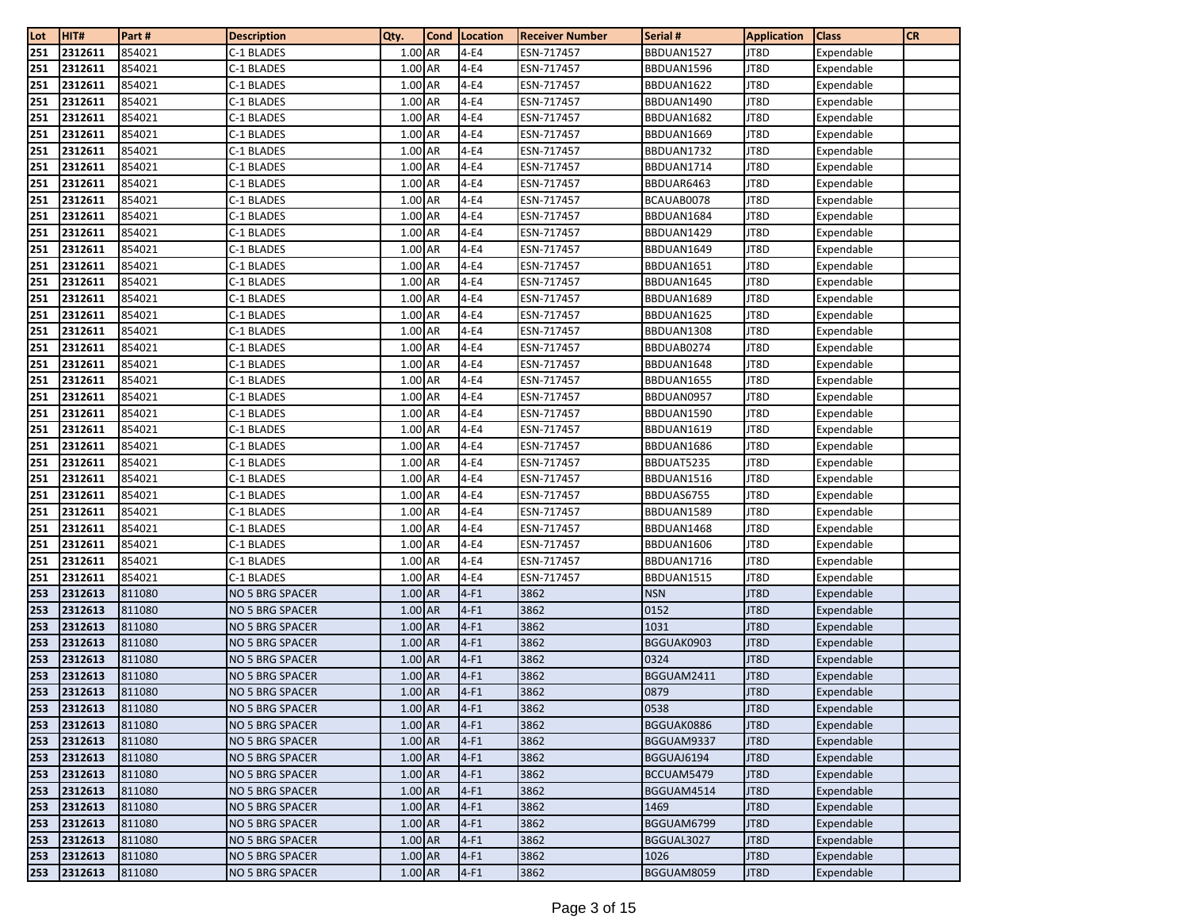| Lot | HIT# | Part # | Description | Qty. | Cond | Location | Receiver Number | Serial # | Application | Class | CR |
|---|---|---|---|---|---|---|---|---|---|---|---|
| 251 | 2312611 | 854021 | C-1 BLADES | 1.00 | AR | 4-E4 | ESN-717457 | BBDUAN1527 | JT8D | Expendable | |
| 251 | 2312611 | 854021 | C-1 BLADES | 1.00 | AR | 4-E4 | ESN-717457 | BBDUAN1596 | JT8D | Expendable | |
| 251 | 2312611 | 854021 | C-1 BLADES | 1.00 | AR | 4-E4 | ESN-717457 | BBDUAN1622 | JT8D | Expendable | |
| 251 | 2312611 | 854021 | C-1 BLADES | 1.00 | AR | 4-E4 | ESN-717457 | BBDUAN1490 | JT8D | Expendable | |
| 251 | 2312611 | 854021 | C-1 BLADES | 1.00 | AR | 4-E4 | ESN-717457 | BBDUAN1682 | JT8D | Expendable | |
| 251 | 2312611 | 854021 | C-1 BLADES | 1.00 | AR | 4-E4 | ESN-717457 | BBDUAN1669 | JT8D | Expendable | |
| 251 | 2312611 | 854021 | C-1 BLADES | 1.00 | AR | 4-E4 | ESN-717457 | BBDUAN1732 | JT8D | Expendable | |
| 251 | 2312611 | 854021 | C-1 BLADES | 1.00 | AR | 4-E4 | ESN-717457 | BBDUAN1714 | JT8D | Expendable | |
| 251 | 2312611 | 854021 | C-1 BLADES | 1.00 | AR | 4-E4 | ESN-717457 | BBDUAR6463 | JT8D | Expendable | |
| 251 | 2312611 | 854021 | C-1 BLADES | 1.00 | AR | 4-E4 | ESN-717457 | BCAUAB0078 | JT8D | Expendable | |
| 251 | 2312611 | 854021 | C-1 BLADES | 1.00 | AR | 4-E4 | ESN-717457 | BBDUAN1684 | JT8D | Expendable | |
| 251 | 2312611 | 854021 | C-1 BLADES | 1.00 | AR | 4-E4 | ESN-717457 | BBDUAN1429 | JT8D | Expendable | |
| 251 | 2312611 | 854021 | C-1 BLADES | 1.00 | AR | 4-E4 | ESN-717457 | BBDUAN1649 | JT8D | Expendable | |
| 251 | 2312611 | 854021 | C-1 BLADES | 1.00 | AR | 4-E4 | ESN-717457 | BBDUAN1651 | JT8D | Expendable | |
| 251 | 2312611 | 854021 | C-1 BLADES | 1.00 | AR | 4-E4 | ESN-717457 | BBDUAN1645 | JT8D | Expendable | |
| 251 | 2312611 | 854021 | C-1 BLADES | 1.00 | AR | 4-E4 | ESN-717457 | BBDUAN1689 | JT8D | Expendable | |
| 251 | 2312611 | 854021 | C-1 BLADES | 1.00 | AR | 4-E4 | ESN-717457 | BBDUAN1625 | JT8D | Expendable | |
| 251 | 2312611 | 854021 | C-1 BLADES | 1.00 | AR | 4-E4 | ESN-717457 | BBDUAN1308 | JT8D | Expendable | |
| 251 | 2312611 | 854021 | C-1 BLADES | 1.00 | AR | 4-E4 | ESN-717457 | BBDUAB0274 | JT8D | Expendable | |
| 251 | 2312611 | 854021 | C-1 BLADES | 1.00 | AR | 4-E4 | ESN-717457 | BBDUAN1648 | JT8D | Expendable | |
| 251 | 2312611 | 854021 | C-1 BLADES | 1.00 | AR | 4-E4 | ESN-717457 | BBDUAN1655 | JT8D | Expendable | |
| 251 | 2312611 | 854021 | C-1 BLADES | 1.00 | AR | 4-E4 | ESN-717457 | BBDUAN0957 | JT8D | Expendable | |
| 251 | 2312611 | 854021 | C-1 BLADES | 1.00 | AR | 4-E4 | ESN-717457 | BBDUAN1590 | JT8D | Expendable | |
| 251 | 2312611 | 854021 | C-1 BLADES | 1.00 | AR | 4-E4 | ESN-717457 | BBDUAN1619 | JT8D | Expendable | |
| 251 | 2312611 | 854021 | C-1 BLADES | 1.00 | AR | 4-E4 | ESN-717457 | BBDUAN1686 | JT8D | Expendable | |
| 251 | 2312611 | 854021 | C-1 BLADES | 1.00 | AR | 4-E4 | ESN-717457 | BBDUAT5235 | JT8D | Expendable | |
| 251 | 2312611 | 854021 | C-1 BLADES | 1.00 | AR | 4-E4 | ESN-717457 | BBDUAN1516 | JT8D | Expendable | |
| 251 | 2312611 | 854021 | C-1 BLADES | 1.00 | AR | 4-E4 | ESN-717457 | BBDUAS6755 | JT8D | Expendable | |
| 251 | 2312611 | 854021 | C-1 BLADES | 1.00 | AR | 4-E4 | ESN-717457 | BBDUAN1589 | JT8D | Expendable | |
| 251 | 2312611 | 854021 | C-1 BLADES | 1.00 | AR | 4-E4 | ESN-717457 | BBDUAN1468 | JT8D | Expendable | |
| 251 | 2312611 | 854021 | C-1 BLADES | 1.00 | AR | 4-E4 | ESN-717457 | BBDUAN1606 | JT8D | Expendable | |
| 251 | 2312611 | 854021 | C-1 BLADES | 1.00 | AR | 4-E4 | ESN-717457 | BBDUAN1716 | JT8D | Expendable | |
| 251 | 2312611 | 854021 | C-1 BLADES | 1.00 | AR | 4-E4 | ESN-717457 | BBDUAN1515 | JT8D | Expendable | |
| 253 | 2312613 | 811080 | NO 5 BRG SPACER | 1.00 | AR | 4-F1 | 3862 | NSN | JT8D | Expendable | |
| 253 | 2312613 | 811080 | NO 5 BRG SPACER | 1.00 | AR | 4-F1 | 3862 | 0152 | JT8D | Expendable | |
| 253 | 2312613 | 811080 | NO 5 BRG SPACER | 1.00 | AR | 4-F1 | 3862 | 1031 | JT8D | Expendable | |
| 253 | 2312613 | 811080 | NO 5 BRG SPACER | 1.00 | AR | 4-F1 | 3862 | BGGUAK0903 | JT8D | Expendable | |
| 253 | 2312613 | 811080 | NO 5 BRG SPACER | 1.00 | AR | 4-F1 | 3862 | 0324 | JT8D | Expendable | |
| 253 | 2312613 | 811080 | NO 5 BRG SPACER | 1.00 | AR | 4-F1 | 3862 | BGGUAM2411 | JT8D | Expendable | |
| 253 | 2312613 | 811080 | NO 5 BRG SPACER | 1.00 | AR | 4-F1 | 3862 | 0879 | JT8D | Expendable | |
| 253 | 2312613 | 811080 | NO 5 BRG SPACER | 1.00 | AR | 4-F1 | 3862 | 0538 | JT8D | Expendable | |
| 253 | 2312613 | 811080 | NO 5 BRG SPACER | 1.00 | AR | 4-F1 | 3862 | BGGUAK0886 | JT8D | Expendable | |
| 253 | 2312613 | 811080 | NO 5 BRG SPACER | 1.00 | AR | 4-F1 | 3862 | BGGUAM9337 | JT8D | Expendable | |
| 253 | 2312613 | 811080 | NO 5 BRG SPACER | 1.00 | AR | 4-F1 | 3862 | BGGUAJ6194 | JT8D | Expendable | |
| 253 | 2312613 | 811080 | NO 5 BRG SPACER | 1.00 | AR | 4-F1 | 3862 | BCCUAM5479 | JT8D | Expendable | |
| 253 | 2312613 | 811080 | NO 5 BRG SPACER | 1.00 | AR | 4-F1 | 3862 | BGGUAM4514 | JT8D | Expendable | |
| 253 | 2312613 | 811080 | NO 5 BRG SPACER | 1.00 | AR | 4-F1 | 3862 | 1469 | JT8D | Expendable | |
| 253 | 2312613 | 811080 | NO 5 BRG SPACER | 1.00 | AR | 4-F1 | 3862 | BGGUAM6799 | JT8D | Expendable | |
| 253 | 2312613 | 811080 | NO 5 BRG SPACER | 1.00 | AR | 4-F1 | 3862 | BGGUAL3027 | JT8D | Expendable | |
| 253 | 2312613 | 811080 | NO 5 BRG SPACER | 1.00 | AR | 4-F1 | 3862 | 1026 | JT8D | Expendable | |
| 253 | 2312613 | 811080 | NO 5 BRG SPACER | 1.00 | AR | 4-F1 | 3862 | BGGUAM8059 | JT8D | Expendable | |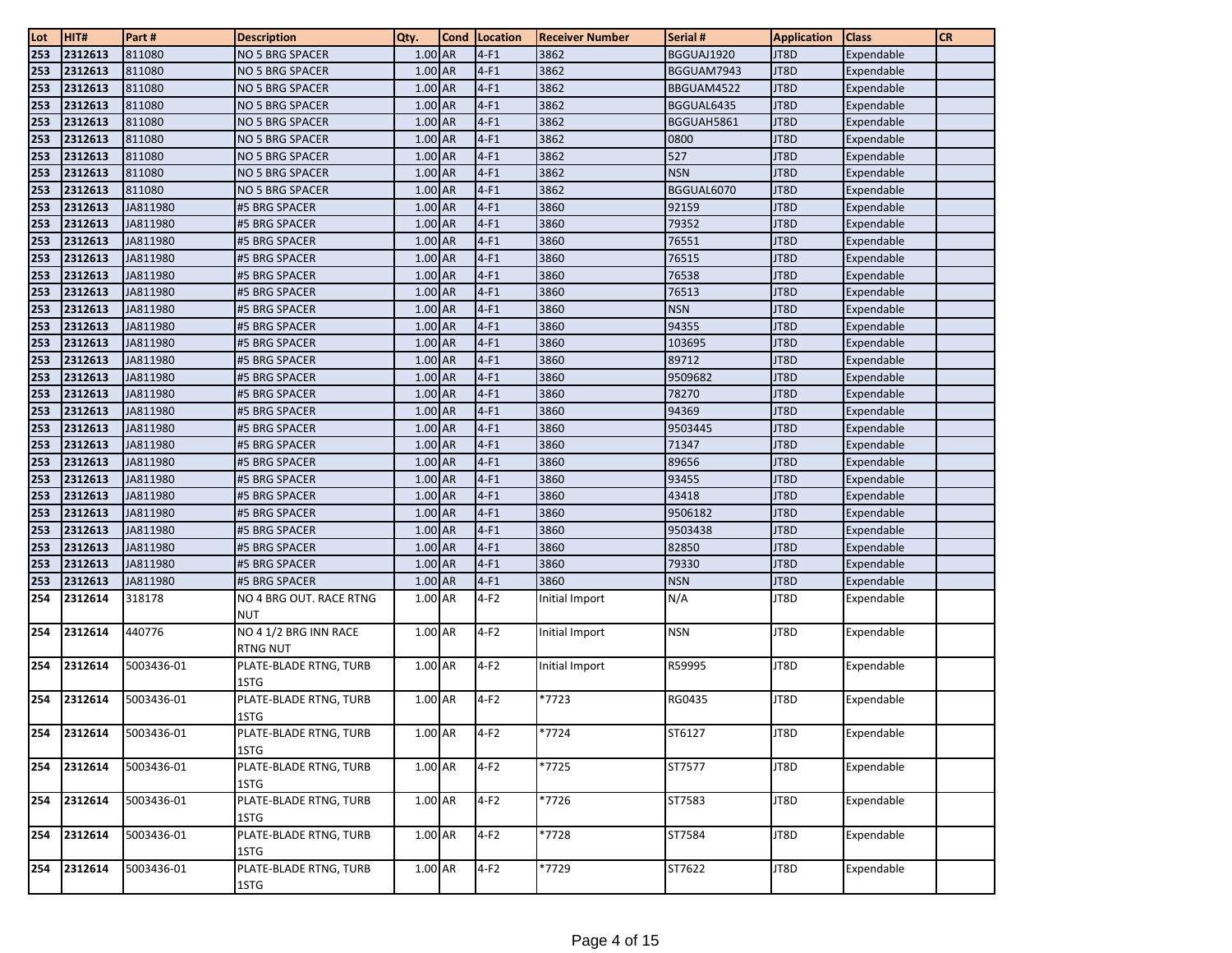| Lot | HIT# | Part # | Description | Qty. | Cond | Location | Receiver Number | Serial # | Application | Class | CR |
|---|---|---|---|---|---|---|---|---|---|---|---|
| 253 | 2312613 | 811080 | NO 5 BRG SPACER | 1.00 | AR | 4-F1 | 3862 | BGGUAJ1920 | JT8D | Expendable | |
| 253 | 2312613 | 811080 | NO 5 BRG SPACER | 1.00 | AR | 4-F1 | 3862 | BGGUAM7943 | JT8D | Expendable | |
| 253 | 2312613 | 811080 | NO 5 BRG SPACER | 1.00 | AR | 4-F1 | 3862 | BBGUAM4522 | JT8D | Expendable | |
| 253 | 2312613 | 811080 | NO 5 BRG SPACER | 1.00 | AR | 4-F1 | 3862 | BGGUAL6435 | JT8D | Expendable | |
| 253 | 2312613 | 811080 | NO 5 BRG SPACER | 1.00 | AR | 4-F1 | 3862 | BGGUAH5861 | JT8D | Expendable | |
| 253 | 2312613 | 811080 | NO 5 BRG SPACER | 1.00 | AR | 4-F1 | 3862 | 0800 | JT8D | Expendable | |
| 253 | 2312613 | 811080 | NO 5 BRG SPACER | 1.00 | AR | 4-F1 | 3862 | 527 | JT8D | Expendable | |
| 253 | 2312613 | 811080 | NO 5 BRG SPACER | 1.00 | AR | 4-F1 | 3862 | NSN | JT8D | Expendable | |
| 253 | 2312613 | 811080 | NO 5 BRG SPACER | 1.00 | AR | 4-F1 | 3862 | BGGUAL6070 | JT8D | Expendable | |
| 253 | 2312613 | JA811980 | #5 BRG SPACER | 1.00 | AR | 4-F1 | 3860 | 92159 | JT8D | Expendable | |
| 253 | 2312613 | JA811980 | #5 BRG SPACER | 1.00 | AR | 4-F1 | 3860 | 79352 | JT8D | Expendable | |
| 253 | 2312613 | JA811980 | #5 BRG SPACER | 1.00 | AR | 4-F1 | 3860 | 76551 | JT8D | Expendable | |
| 253 | 2312613 | JA811980 | #5 BRG SPACER | 1.00 | AR | 4-F1 | 3860 | 76515 | JT8D | Expendable | |
| 253 | 2312613 | JA811980 | #5 BRG SPACER | 1.00 | AR | 4-F1 | 3860 | 76538 | JT8D | Expendable | |
| 253 | 2312613 | JA811980 | #5 BRG SPACER | 1.00 | AR | 4-F1 | 3860 | 76513 | JT8D | Expendable | |
| 253 | 2312613 | JA811980 | #5 BRG SPACER | 1.00 | AR | 4-F1 | 3860 | NSN | JT8D | Expendable | |
| 253 | 2312613 | JA811980 | #5 BRG SPACER | 1.00 | AR | 4-F1 | 3860 | 94355 | JT8D | Expendable | |
| 253 | 2312613 | JA811980 | #5 BRG SPACER | 1.00 | AR | 4-F1 | 3860 | 103695 | JT8D | Expendable | |
| 253 | 2312613 | JA811980 | #5 BRG SPACER | 1.00 | AR | 4-F1 | 3860 | 89712 | JT8D | Expendable | |
| 253 | 2312613 | JA811980 | #5 BRG SPACER | 1.00 | AR | 4-F1 | 3860 | 9509682 | JT8D | Expendable | |
| 253 | 2312613 | JA811980 | #5 BRG SPACER | 1.00 | AR | 4-F1 | 3860 | 78270 | JT8D | Expendable | |
| 253 | 2312613 | JA811980 | #5 BRG SPACER | 1.00 | AR | 4-F1 | 3860 | 94369 | JT8D | Expendable | |
| 253 | 2312613 | JA811980 | #5 BRG SPACER | 1.00 | AR | 4-F1 | 3860 | 9503445 | JT8D | Expendable | |
| 253 | 2312613 | JA811980 | #5 BRG SPACER | 1.00 | AR | 4-F1 | 3860 | 71347 | JT8D | Expendable | |
| 253 | 2312613 | JA811980 | #5 BRG SPACER | 1.00 | AR | 4-F1 | 3860 | 89656 | JT8D | Expendable | |
| 253 | 2312613 | JA811980 | #5 BRG SPACER | 1.00 | AR | 4-F1 | 3860 | 93455 | JT8D | Expendable | |
| 253 | 2312613 | JA811980 | #5 BRG SPACER | 1.00 | AR | 4-F1 | 3860 | 43418 | JT8D | Expendable | |
| 253 | 2312613 | JA811980 | #5 BRG SPACER | 1.00 | AR | 4-F1 | 3860 | 9506182 | JT8D | Expendable | |
| 253 | 2312613 | JA811980 | #5 BRG SPACER | 1.00 | AR | 4-F1 | 3860 | 9503438 | JT8D | Expendable | |
| 253 | 2312613 | JA811980 | #5 BRG SPACER | 1.00 | AR | 4-F1 | 3860 | 82850 | JT8D | Expendable | |
| 253 | 2312613 | JA811980 | #5 BRG SPACER | 1.00 | AR | 4-F1 | 3860 | 79330 | JT8D | Expendable | |
| 253 | 2312613 | JA811980 | #5 BRG SPACER | 1.00 | AR | 4-F1 | 3860 | NSN | JT8D | Expendable | |
| 254 | 2312614 | 318178 | NO 4 BRG OUT. RACE RTNG NUT | 1.00 | AR | 4-F2 | Initial Import | N/A | JT8D | Expendable | |
| 254 | 2312614 | 440776 | NO 4 1/2 BRG INN RACE RTNG NUT | 1.00 | AR | 4-F2 | Initial Import | NSN | JT8D | Expendable | |
| 254 | 2312614 | 5003436-01 | PLATE-BLADE RTNG, TURB 1STG | 1.00 | AR | 4-F2 | Initial Import | R59995 | JT8D | Expendable | |
| 254 | 2312614 | 5003436-01 | PLATE-BLADE RTNG, TURB 1STG | 1.00 | AR | 4-F2 | *7723 | RG0435 | JT8D | Expendable | |
| 254 | 2312614 | 5003436-01 | PLATE-BLADE RTNG, TURB 1STG | 1.00 | AR | 4-F2 | *7724 | ST6127 | JT8D | Expendable | |
| 254 | 2312614 | 5003436-01 | PLATE-BLADE RTNG, TURB 1STG | 1.00 | AR | 4-F2 | *7725 | ST7577 | JT8D | Expendable | |
| 254 | 2312614 | 5003436-01 | PLATE-BLADE RTNG, TURB 1STG | 1.00 | AR | 4-F2 | *7726 | ST7583 | JT8D | Expendable | |
| 254 | 2312614 | 5003436-01 | PLATE-BLADE RTNG, TURB 1STG | 1.00 | AR | 4-F2 | *7728 | ST7584 | JT8D | Expendable | |
| 254 | 2312614 | 5003436-01 | PLATE-BLADE RTNG, TURB 1STG | 1.00 | AR | 4-F2 | *7729 | ST7622 | JT8D | Expendable | |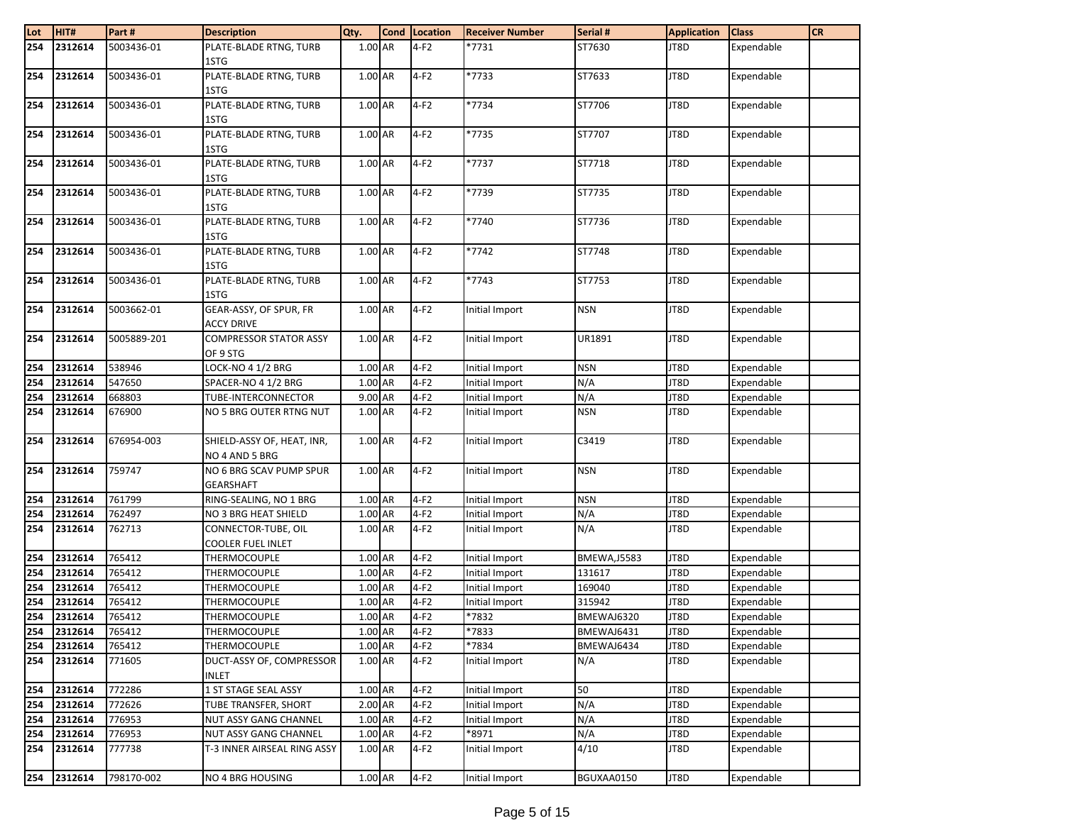| Lot | HIT# | Part # | Description | Qty. | Cond | Location | Receiver Number | Serial # | Application | Class | CR |
|---|---|---|---|---|---|---|---|---|---|---|---|
| 254 | 2312614 | 5003436-01 | PLATE-BLADE RTNG, TURB 1STG | 1.00 | AR | 4-F2 | *7731 | ST7630 | JT8D | Expendable | |
| 254 | 2312614 | 5003436-01 | PLATE-BLADE RTNG, TURB 1STG | 1.00 | AR | 4-F2 | *7733 | ST7633 | JT8D | Expendable | |
| 254 | 2312614 | 5003436-01 | PLATE-BLADE RTNG, TURB 1STG | 1.00 | AR | 4-F2 | *7734 | ST7706 | JT8D | Expendable | |
| 254 | 2312614 | 5003436-01 | PLATE-BLADE RTNG, TURB 1STG | 1.00 | AR | 4-F2 | *7735 | ST7707 | JT8D | Expendable | |
| 254 | 2312614 | 5003436-01 | PLATE-BLADE RTNG, TURB 1STG | 1.00 | AR | 4-F2 | *7737 | ST7718 | JT8D | Expendable | |
| 254 | 2312614 | 5003436-01 | PLATE-BLADE RTNG, TURB 1STG | 1.00 | AR | 4-F2 | *7739 | ST7735 | JT8D | Expendable | |
| 254 | 2312614 | 5003436-01 | PLATE-BLADE RTNG, TURB 1STG | 1.00 | AR | 4-F2 | *7740 | ST7736 | JT8D | Expendable | |
| 254 | 2312614 | 5003436-01 | PLATE-BLADE RTNG, TURB 1STG | 1.00 | AR | 4-F2 | *7742 | ST7748 | JT8D | Expendable | |
| 254 | 2312614 | 5003436-01 | PLATE-BLADE RTNG, TURB 1STG | 1.00 | AR | 4-F2 | *7743 | ST7753 | JT8D | Expendable | |
| 254 | 2312614 | 5003662-01 | GEAR-ASSY, OF SPUR, FR ACCY DRIVE | 1.00 | AR | 4-F2 | Initial Import | NSN | JT8D | Expendable | |
| 254 | 2312614 | 5005889-201 | COMPRESSOR STATOR ASSY OF 9 STG | 1.00 | AR | 4-F2 | Initial Import | UR1891 | JT8D | Expendable | |
| 254 | 2312614 | 538946 | LOCK-NO 4 1/2 BRG | 1.00 | AR | 4-F2 | Initial Import | NSN | JT8D | Expendable | |
| 254 | 2312614 | 547650 | SPACER-NO 4 1/2 BRG | 1.00 | AR | 4-F2 | Initial Import | N/A | JT8D | Expendable | |
| 254 | 2312614 | 668803 | TUBE-INTERCONNECTOR | 9.00 | AR | 4-F2 | Initial Import | N/A | JT8D | Expendable | |
| 254 | 2312614 | 676900 | NO 5 BRG OUTER RTNG NUT | 1.00 | AR | 4-F2 | Initial Import | NSN | JT8D | Expendable | |
| 254 | 2312614 | 676954-003 | SHIELD-ASSY OF, HEAT, INR, NO 4 AND 5 BRG | 1.00 | AR | 4-F2 | Initial Import | C3419 | JT8D | Expendable | |
| 254 | 2312614 | 759747 | NO 6 BRG SCAV PUMP SPUR GEARSHAFT | 1.00 | AR | 4-F2 | Initial Import | NSN | JT8D | Expendable | |
| 254 | 2312614 | 761799 | RING-SEALING, NO 1 BRG | 1.00 | AR | 4-F2 | Initial Import | NSN | JT8D | Expendable | |
| 254 | 2312614 | 762497 | NO 3 BRG HEAT SHIELD | 1.00 | AR | 4-F2 | Initial Import | N/A | JT8D | Expendable | |
| 254 | 2312614 | 762713 | CONNECTOR-TUBE, OIL COOLER FUEL INLET | 1.00 | AR | 4-F2 | Initial Import | N/A | JT8D | Expendable | |
| 254 | 2312614 | 765412 | THERMOCOUPLE | 1.00 | AR | 4-F2 | Initial Import | BMEWA,J5583 | JT8D | Expendable | |
| 254 | 2312614 | 765412 | THERMOCOUPLE | 1.00 | AR | 4-F2 | Initial Import | 131617 | JT8D | Expendable | |
| 254 | 2312614 | 765412 | THERMOCOUPLE | 1.00 | AR | 4-F2 | Initial Import | 169040 | JT8D | Expendable | |
| 254 | 2312614 | 765412 | THERMOCOUPLE | 1.00 | AR | 4-F2 | Initial Import | 315942 | JT8D | Expendable | |
| 254 | 2312614 | 765412 | THERMOCOUPLE | 1.00 | AR | 4-F2 | *7832 | BMEWAJ6320 | JT8D | Expendable | |
| 254 | 2312614 | 765412 | THERMOCOUPLE | 1.00 | AR | 4-F2 | *7833 | BMEWAJ6431 | JT8D | Expendable | |
| 254 | 2312614 | 765412 | THERMOCOUPLE | 1.00 | AR | 4-F2 | *7834 | BMEWAJ6434 | JT8D | Expendable | |
| 254 | 2312614 | 771605 | DUCT-ASSY OF, COMPRESSOR INLET | 1.00 | AR | 4-F2 | Initial Import | N/A | JT8D | Expendable | |
| 254 | 2312614 | 772286 | 1 ST STAGE SEAL ASSY | 1.00 | AR | 4-F2 | Initial Import | 50 | JT8D | Expendable | |
| 254 | 2312614 | 772626 | TUBE TRANSFER, SHORT | 2.00 | AR | 4-F2 | Initial Import | N/A | JT8D | Expendable | |
| 254 | 2312614 | 776953 | NUT ASSY GANG CHANNEL | 1.00 | AR | 4-F2 | Initial Import | N/A | JT8D | Expendable | |
| 254 | 2312614 | 776953 | NUT ASSY GANG CHANNEL | 1.00 | AR | 4-F2 | *8971 | N/A | JT8D | Expendable | |
| 254 | 2312614 | 777738 | T-3 INNER AIRSEAL RING ASSY | 1.00 | AR | 4-F2 | Initial Import | 4/10 | JT8D | Expendable | |
| 254 | 2312614 | 798170-002 | NO 4 BRG HOUSING | 1.00 | AR | 4-F2 | Initial Import | BGUXAA0150 | JT8D | Expendable | |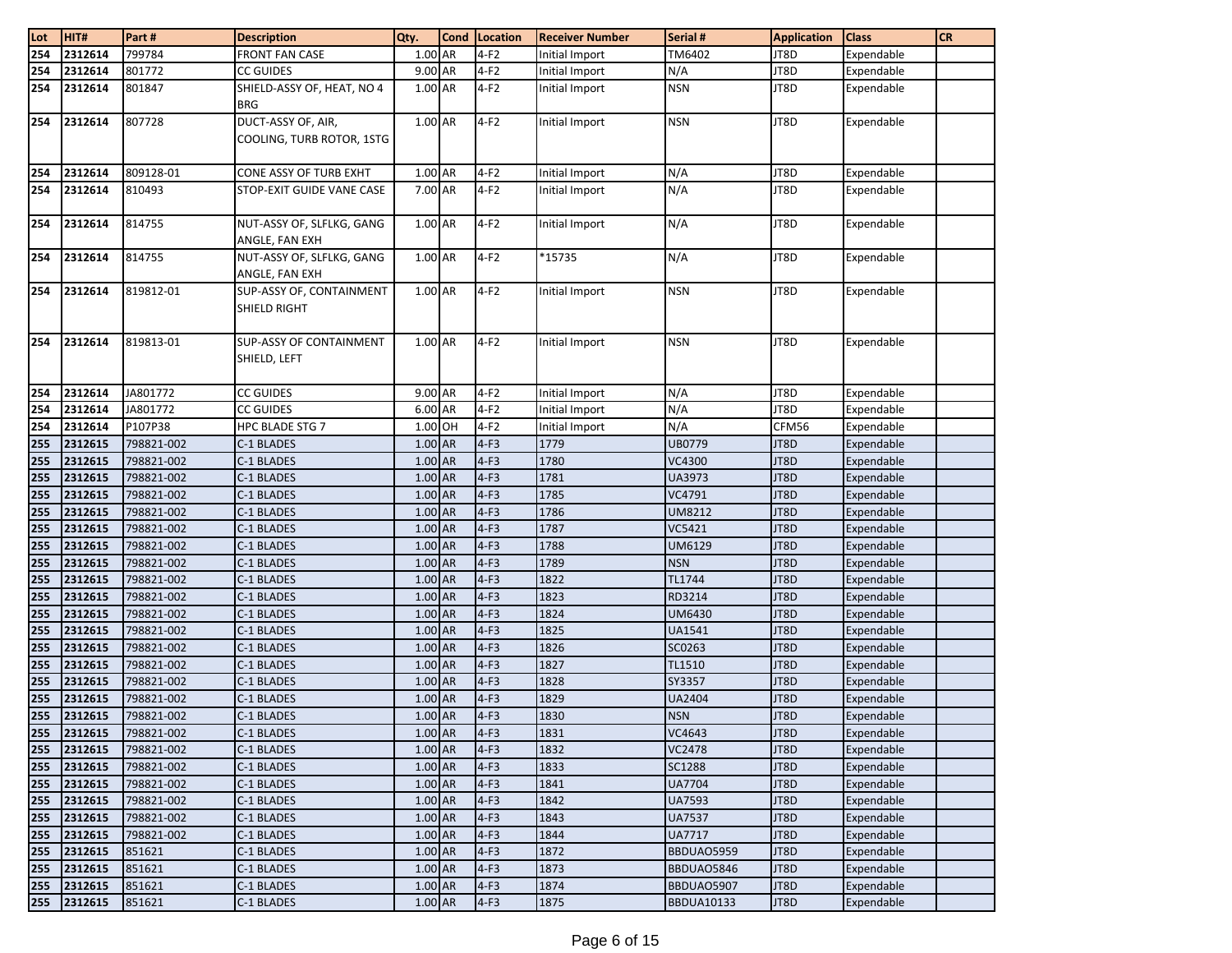| Lot | HIT# | Part # | Description | Qty. | Cond | Location | Receiver Number | Serial # | Application | Class | CR |
|---|---|---|---|---|---|---|---|---|---|---|---|
| 254 | 2312614 | 799784 | FRONT FAN CASE | 1.00 | AR | 4-F2 | Initial Import | TM6402 | JT8D | Expendable | |
| 254 | 2312614 | 801772 | CC GUIDES | 9.00 | AR | 4-F2 | Initial Import | N/A | JT8D | Expendable | |
| 254 | 2312614 | 801847 | SHIELD-ASSY OF, HEAT, NO 4 BRG | 1.00 | AR | 4-F2 | Initial Import | NSN | JT8D | Expendable | |
| 254 | 2312614 | 807728 | DUCT-ASSY OF, AIR, COOLING, TURB ROTOR, 1STG | 1.00 | AR | 4-F2 | Initial Import | NSN | JT8D | Expendable | |
| 254 | 2312614 | 809128-01 | CONE ASSY OF TURB EXHT | 1.00 | AR | 4-F2 | Initial Import | N/A | JT8D | Expendable | |
| 254 | 2312614 | 810493 | STOP-EXIT GUIDE VANE CASE | 7.00 | AR | 4-F2 | Initial Import | N/A | JT8D | Expendable | |
| 254 | 2312614 | 814755 | NUT-ASSY OF, SLFLKG, GANG ANGLE, FAN EXH | 1.00 | AR | 4-F2 | Initial Import | N/A | JT8D | Expendable | |
| 254 | 2312614 | 814755 | NUT-ASSY OF, SLFLKG, GANG ANGLE, FAN EXH | 1.00 | AR | 4-F2 | *15735 | N/A | JT8D | Expendable | |
| 254 | 2312614 | 819812-01 | SUP-ASSY OF, CONTAINMENT SHIELD RIGHT | 1.00 | AR | 4-F2 | Initial Import | NSN | JT8D | Expendable | |
| 254 | 2312614 | 819813-01 | SUP-ASSY OF CONTAINMENT SHIELD, LEFT | 1.00 | AR | 4-F2 | Initial Import | NSN | JT8D | Expendable | |
| 254 | 2312614 | JA801772 | CC GUIDES | 9.00 | AR | 4-F2 | Initial Import | N/A | JT8D | Expendable | |
| 254 | 2312614 | JA801772 | CC GUIDES | 6.00 | AR | 4-F2 | Initial Import | N/A | JT8D | Expendable | |
| 254 | 2312614 | P107P38 | HPC BLADE STG 7 | 1.00 | OH | 4-F2 | Initial Import | N/A | CFM56 | Expendable | |
| 255 | 2312615 | 798821-002 | C-1 BLADES | 1.00 | AR | 4-F3 | 1779 | UB0779 | JT8D | Expendable | |
| 255 | 2312615 | 798821-002 | C-1 BLADES | 1.00 | AR | 4-F3 | 1780 | VC4300 | JT8D | Expendable | |
| 255 | 2312615 | 798821-002 | C-1 BLADES | 1.00 | AR | 4-F3 | 1781 | UA3973 | JT8D | Expendable | |
| 255 | 2312615 | 798821-002 | C-1 BLADES | 1.00 | AR | 4-F3 | 1785 | VC4791 | JT8D | Expendable | |
| 255 | 2312615 | 798821-002 | C-1 BLADES | 1.00 | AR | 4-F3 | 1786 | UM8212 | JT8D | Expendable | |
| 255 | 2312615 | 798821-002 | C-1 BLADES | 1.00 | AR | 4-F3 | 1787 | VC5421 | JT8D | Expendable | |
| 255 | 2312615 | 798821-002 | C-1 BLADES | 1.00 | AR | 4-F3 | 1788 | UM6129 | JT8D | Expendable | |
| 255 | 2312615 | 798821-002 | C-1 BLADES | 1.00 | AR | 4-F3 | 1789 | NSN | JT8D | Expendable | |
| 255 | 2312615 | 798821-002 | C-1 BLADES | 1.00 | AR | 4-F3 | 1822 | TL1744 | JT8D | Expendable | |
| 255 | 2312615 | 798821-002 | C-1 BLADES | 1.00 | AR | 4-F3 | 1823 | RD3214 | JT8D | Expendable | |
| 255 | 2312615 | 798821-002 | C-1 BLADES | 1.00 | AR | 4-F3 | 1824 | UM6430 | JT8D | Expendable | |
| 255 | 2312615 | 798821-002 | C-1 BLADES | 1.00 | AR | 4-F3 | 1825 | UA1541 | JT8D | Expendable | |
| 255 | 2312615 | 798821-002 | C-1 BLADES | 1.00 | AR | 4-F3 | 1826 | SC0263 | JT8D | Expendable | |
| 255 | 2312615 | 798821-002 | C-1 BLADES | 1.00 | AR | 4-F3 | 1827 | TL1510 | JT8D | Expendable | |
| 255 | 2312615 | 798821-002 | C-1 BLADES | 1.00 | AR | 4-F3 | 1828 | SY3357 | JT8D | Expendable | |
| 255 | 2312615 | 798821-002 | C-1 BLADES | 1.00 | AR | 4-F3 | 1829 | UA2404 | JT8D | Expendable | |
| 255 | 2312615 | 798821-002 | C-1 BLADES | 1.00 | AR | 4-F3 | 1830 | NSN | JT8D | Expendable | |
| 255 | 2312615 | 798821-002 | C-1 BLADES | 1.00 | AR | 4-F3 | 1831 | VC4643 | JT8D | Expendable | |
| 255 | 2312615 | 798821-002 | C-1 BLADES | 1.00 | AR | 4-F3 | 1832 | VC2478 | JT8D | Expendable | |
| 255 | 2312615 | 798821-002 | C-1 BLADES | 1.00 | AR | 4-F3 | 1833 | SC1288 | JT8D | Expendable | |
| 255 | 2312615 | 798821-002 | C-1 BLADES | 1.00 | AR | 4-F3 | 1841 | UA7704 | JT8D | Expendable | |
| 255 | 2312615 | 798821-002 | C-1 BLADES | 1.00 | AR | 4-F3 | 1842 | UA7593 | JT8D | Expendable | |
| 255 | 2312615 | 798821-002 | C-1 BLADES | 1.00 | AR | 4-F3 | 1843 | UA7537 | JT8D | Expendable | |
| 255 | 2312615 | 798821-002 | C-1 BLADES | 1.00 | AR | 4-F3 | 1844 | UA7717 | JT8D | Expendable | |
| 255 | 2312615 | 851621 | C-1 BLADES | 1.00 | AR | 4-F3 | 1872 | BBDUAO5959 | JT8D | Expendable | |
| 255 | 2312615 | 851621 | C-1 BLADES | 1.00 | AR | 4-F3 | 1873 | BBDUAO5846 | JT8D | Expendable | |
| 255 | 2312615 | 851621 | C-1 BLADES | 1.00 | AR | 4-F3 | 1874 | BBDUAO5907 | JT8D | Expendable | |
| 255 | 2312615 | 851621 | C-1 BLADES | 1.00 | AR | 4-F3 | 1875 | BBDUA10133 | JT8D | Expendable | |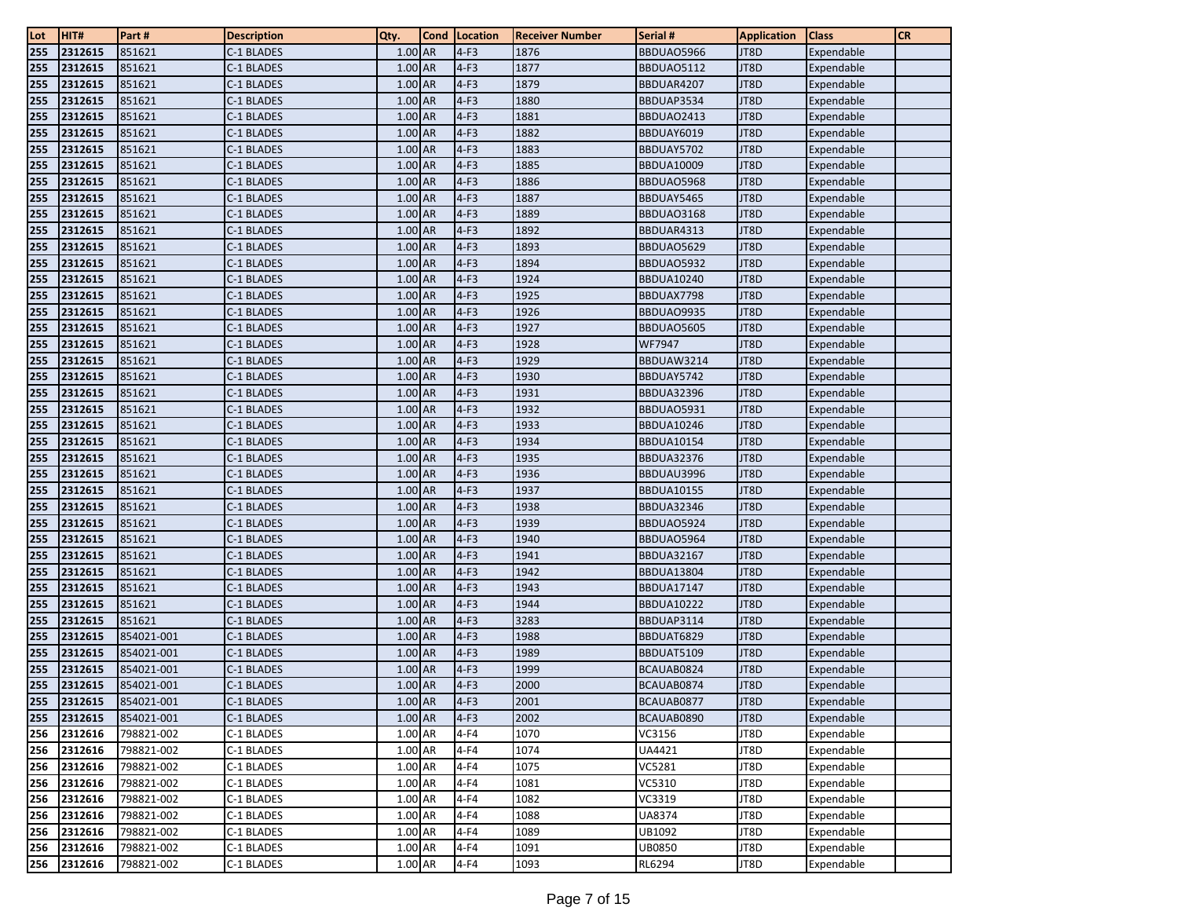| Lot | HIT# | Part # | Description | Qty. | Cond | Location | Receiver Number | Serial # | Application | Class | CR |
|---|---|---|---|---|---|---|---|---|---|---|---|
| 255 | 2312615 | 851621 | C-1 BLADES | 1.00 | AR | 4-F3 | 1876 | BBDUAO5966 | JT8D | Expendable | |
| 255 | 2312615 | 851621 | C-1 BLADES | 1.00 | AR | 4-F3 | 1877 | BBDUAO5112 | JT8D | Expendable | |
| 255 | 2312615 | 851621 | C-1 BLADES | 1.00 | AR | 4-F3 | 1879 | BBDUAR4207 | JT8D | Expendable | |
| 255 | 2312615 | 851621 | C-1 BLADES | 1.00 | AR | 4-F3 | 1880 | BBDUAP3534 | JT8D | Expendable | |
| 255 | 2312615 | 851621 | C-1 BLADES | 1.00 | AR | 4-F3 | 1881 | BBDUAO2413 | JT8D | Expendable | |
| 255 | 2312615 | 851621 | C-1 BLADES | 1.00 | AR | 4-F3 | 1882 | BBDUAY6019 | JT8D | Expendable | |
| 255 | 2312615 | 851621 | C-1 BLADES | 1.00 | AR | 4-F3 | 1883 | BBDUAY5702 | JT8D | Expendable | |
| 255 | 2312615 | 851621 | C-1 BLADES | 1.00 | AR | 4-F3 | 1885 | BBDUA10009 | JT8D | Expendable | |
| 255 | 2312615 | 851621 | C-1 BLADES | 1.00 | AR | 4-F3 | 1886 | BBDUAO5968 | JT8D | Expendable | |
| 255 | 2312615 | 851621 | C-1 BLADES | 1.00 | AR | 4-F3 | 1887 | BBDUAY5465 | JT8D | Expendable | |
| 255 | 2312615 | 851621 | C-1 BLADES | 1.00 | AR | 4-F3 | 1889 | BBDUAO3168 | JT8D | Expendable | |
| 255 | 2312615 | 851621 | C-1 BLADES | 1.00 | AR | 4-F3 | 1892 | BBDUAR4313 | JT8D | Expendable | |
| 255 | 2312615 | 851621 | C-1 BLADES | 1.00 | AR | 4-F3 | 1893 | BBDUAO5629 | JT8D | Expendable | |
| 255 | 2312615 | 851621 | C-1 BLADES | 1.00 | AR | 4-F3 | 1894 | BBDUAO5932 | JT8D | Expendable | |
| 255 | 2312615 | 851621 | C-1 BLADES | 1.00 | AR | 4-F3 | 1924 | BBDUA10240 | JT8D | Expendable | |
| 255 | 2312615 | 851621 | C-1 BLADES | 1.00 | AR | 4-F3 | 1925 | BBDUAX7798 | JT8D | Expendable | |
| 255 | 2312615 | 851621 | C-1 BLADES | 1.00 | AR | 4-F3 | 1926 | BBDUAO9935 | JT8D | Expendable | |
| 255 | 2312615 | 851621 | C-1 BLADES | 1.00 | AR | 4-F3 | 1927 | BBDUAO5605 | JT8D | Expendable | |
| 255 | 2312615 | 851621 | C-1 BLADES | 1.00 | AR | 4-F3 | 1928 | WF7947 | JT8D | Expendable | |
| 255 | 2312615 | 851621 | C-1 BLADES | 1.00 | AR | 4-F3 | 1929 | BBDUAW3214 | JT8D | Expendable | |
| 255 | 2312615 | 851621 | C-1 BLADES | 1.00 | AR | 4-F3 | 1930 | BBDUAY5742 | JT8D | Expendable | |
| 255 | 2312615 | 851621 | C-1 BLADES | 1.00 | AR | 4-F3 | 1931 | BBDUA32396 | JT8D | Expendable | |
| 255 | 2312615 | 851621 | C-1 BLADES | 1.00 | AR | 4-F3 | 1932 | BBDUAO5931 | JT8D | Expendable | |
| 255 | 2312615 | 851621 | C-1 BLADES | 1.00 | AR | 4-F3 | 1933 | BBDUA10246 | JT8D | Expendable | |
| 255 | 2312615 | 851621 | C-1 BLADES | 1.00 | AR | 4-F3 | 1934 | BBDUA10154 | JT8D | Expendable | |
| 255 | 2312615 | 851621 | C-1 BLADES | 1.00 | AR | 4-F3 | 1935 | BBDUA32376 | JT8D | Expendable | |
| 255 | 2312615 | 851621 | C-1 BLADES | 1.00 | AR | 4-F3 | 1936 | BBDUAU3996 | JT8D | Expendable | |
| 255 | 2312615 | 851621 | C-1 BLADES | 1.00 | AR | 4-F3 | 1937 | BBDUA10155 | JT8D | Expendable | |
| 255 | 2312615 | 851621 | C-1 BLADES | 1.00 | AR | 4-F3 | 1938 | BBDUA32346 | JT8D | Expendable | |
| 255 | 2312615 | 851621 | C-1 BLADES | 1.00 | AR | 4-F3 | 1939 | BBDUAO5924 | JT8D | Expendable | |
| 255 | 2312615 | 851621 | C-1 BLADES | 1.00 | AR | 4-F3 | 1940 | BBDUAO5964 | JT8D | Expendable | |
| 255 | 2312615 | 851621 | C-1 BLADES | 1.00 | AR | 4-F3 | 1941 | BBDUA32167 | JT8D | Expendable | |
| 255 | 2312615 | 851621 | C-1 BLADES | 1.00 | AR | 4-F3 | 1942 | BBDUA13804 | JT8D | Expendable | |
| 255 | 2312615 | 851621 | C-1 BLADES | 1.00 | AR | 4-F3 | 1943 | BBDUA17147 | JT8D | Expendable | |
| 255 | 2312615 | 851621 | C-1 BLADES | 1.00 | AR | 4-F3 | 1944 | BBDUA10222 | JT8D | Expendable | |
| 255 | 2312615 | 851621 | C-1 BLADES | 1.00 | AR | 4-F3 | 3283 | BBDUAP3114 | JT8D | Expendable | |
| 255 | 2312615 | 854021-001 | C-1 BLADES | 1.00 | AR | 4-F3 | 1988 | BBDUAT6829 | JT8D | Expendable | |
| 255 | 2312615 | 854021-001 | C-1 BLADES | 1.00 | AR | 4-F3 | 1989 | BBDUAT5109 | JT8D | Expendable | |
| 255 | 2312615 | 854021-001 | C-1 BLADES | 1.00 | AR | 4-F3 | 1999 | BCAUAB0824 | JT8D | Expendable | |
| 255 | 2312615 | 854021-001 | C-1 BLADES | 1.00 | AR | 4-F3 | 2000 | BCAUAB0874 | JT8D | Expendable | |
| 255 | 2312615 | 854021-001 | C-1 BLADES | 1.00 | AR | 4-F3 | 2001 | BCAUAB0877 | JT8D | Expendable | |
| 255 | 2312615 | 854021-001 | C-1 BLADES | 1.00 | AR | 4-F3 | 2002 | BCAUAB0890 | JT8D | Expendable | |
| 256 | 2312616 | 798821-002 | C-1 BLADES | 1.00 | AR | 4-F4 | 1070 | VC3156 | JT8D | Expendable | |
| 256 | 2312616 | 798821-002 | C-1 BLADES | 1.00 | AR | 4-F4 | 1074 | UA4421 | JT8D | Expendable | |
| 256 | 2312616 | 798821-002 | C-1 BLADES | 1.00 | AR | 4-F4 | 1075 | VC5281 | JT8D | Expendable | |
| 256 | 2312616 | 798821-002 | C-1 BLADES | 1.00 | AR | 4-F4 | 1081 | VC5310 | JT8D | Expendable | |
| 256 | 2312616 | 798821-002 | C-1 BLADES | 1.00 | AR | 4-F4 | 1082 | VC3319 | JT8D | Expendable | |
| 256 | 2312616 | 798821-002 | C-1 BLADES | 1.00 | AR | 4-F4 | 1088 | UA8374 | JT8D | Expendable | |
| 256 | 2312616 | 798821-002 | C-1 BLADES | 1.00 | AR | 4-F4 | 1089 | UB1092 | JT8D | Expendable | |
| 256 | 2312616 | 798821-002 | C-1 BLADES | 1.00 | AR | 4-F4 | 1091 | UB0850 | JT8D | Expendable | |
| 256 | 2312616 | 798821-002 | C-1 BLADES | 1.00 | AR | 4-F4 | 1093 | RL6294 | JT8D | Expendable | |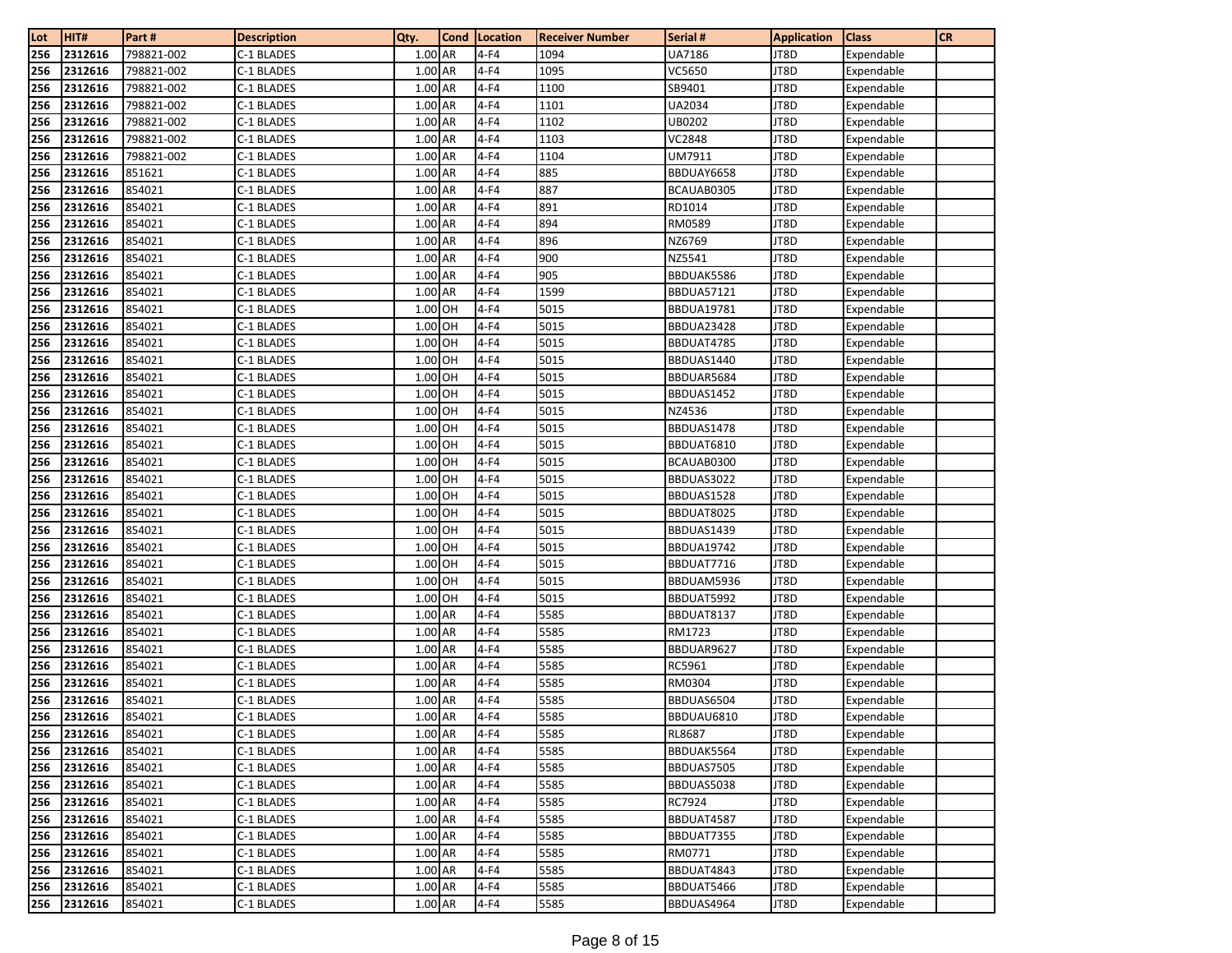| Lot | HIT# | Part # | Description | Qty. | Cond | Location | Receiver Number | Serial # | Application | Class | CR |
|---|---|---|---|---|---|---|---|---|---|---|---|
| 256 | 2312616 | 798821-002 | C-1 BLADES | 1.00 | AR | 4-F4 | 1094 | UA7186 | JT8D | Expendable | |
| 256 | 2312616 | 798821-002 | C-1 BLADES | 1.00 | AR | 4-F4 | 1095 | VC5650 | JT8D | Expendable | |
| 256 | 2312616 | 798821-002 | C-1 BLADES | 1.00 | AR | 4-F4 | 1100 | SB9401 | JT8D | Expendable | |
| 256 | 2312616 | 798821-002 | C-1 BLADES | 1.00 | AR | 4-F4 | 1101 | UA2034 | JT8D | Expendable | |
| 256 | 2312616 | 798821-002 | C-1 BLADES | 1.00 | AR | 4-F4 | 1102 | UB0202 | JT8D | Expendable | |
| 256 | 2312616 | 798821-002 | C-1 BLADES | 1.00 | AR | 4-F4 | 1103 | VC2848 | JT8D | Expendable | |
| 256 | 2312616 | 798821-002 | C-1 BLADES | 1.00 | AR | 4-F4 | 1104 | UM7911 | JT8D | Expendable | |
| 256 | 2312616 | 851621 | C-1 BLADES | 1.00 | AR | 4-F4 | 885 | BBDUAY6658 | JT8D | Expendable | |
| 256 | 2312616 | 854021 | C-1 BLADES | 1.00 | AR | 4-F4 | 887 | BCAUAB0305 | JT8D | Expendable | |
| 256 | 2312616 | 854021 | C-1 BLADES | 1.00 | AR | 4-F4 | 891 | RD1014 | JT8D | Expendable | |
| 256 | 2312616 | 854021 | C-1 BLADES | 1.00 | AR | 4-F4 | 894 | RM0589 | JT8D | Expendable | |
| 256 | 2312616 | 854021 | C-1 BLADES | 1.00 | AR | 4-F4 | 896 | NZ6769 | JT8D | Expendable | |
| 256 | 2312616 | 854021 | C-1 BLADES | 1.00 | AR | 4-F4 | 900 | NZ5541 | JT8D | Expendable | |
| 256 | 2312616 | 854021 | C-1 BLADES | 1.00 | AR | 4-F4 | 905 | BBDUAK5586 | JT8D | Expendable | |
| 256 | 2312616 | 854021 | C-1 BLADES | 1.00 | AR | 4-F4 | 1599 | BBDUA57121 | JT8D | Expendable | |
| 256 | 2312616 | 854021 | C-1 BLADES | 1.00 | OH | 4-F4 | 5015 | BBDUA19781 | JT8D | Expendable | |
| 256 | 2312616 | 854021 | C-1 BLADES | 1.00 | OH | 4-F4 | 5015 | BBDUA23428 | JT8D | Expendable | |
| 256 | 2312616 | 854021 | C-1 BLADES | 1.00 | OH | 4-F4 | 5015 | BBDUAT4785 | JT8D | Expendable | |
| 256 | 2312616 | 854021 | C-1 BLADES | 1.00 | OH | 4-F4 | 5015 | BBDUAS1440 | JT8D | Expendable | |
| 256 | 2312616 | 854021 | C-1 BLADES | 1.00 | OH | 4-F4 | 5015 | BBDUAR5684 | JT8D | Expendable | |
| 256 | 2312616 | 854021 | C-1 BLADES | 1.00 | OH | 4-F4 | 5015 | BBDUAS1452 | JT8D | Expendable | |
| 256 | 2312616 | 854021 | C-1 BLADES | 1.00 | OH | 4-F4 | 5015 | NZ4536 | JT8D | Expendable | |
| 256 | 2312616 | 854021 | C-1 BLADES | 1.00 | OH | 4-F4 | 5015 | BBDUAS1478 | JT8D | Expendable | |
| 256 | 2312616 | 854021 | C-1 BLADES | 1.00 | OH | 4-F4 | 5015 | BBDUAT6810 | JT8D | Expendable | |
| 256 | 2312616 | 854021 | C-1 BLADES | 1.00 | OH | 4-F4 | 5015 | BCAUAB0300 | JT8D | Expendable | |
| 256 | 2312616 | 854021 | C-1 BLADES | 1.00 | OH | 4-F4 | 5015 | BBDUAS3022 | JT8D | Expendable | |
| 256 | 2312616 | 854021 | C-1 BLADES | 1.00 | OH | 4-F4 | 5015 | BBDUAS1528 | JT8D | Expendable | |
| 256 | 2312616 | 854021 | C-1 BLADES | 1.00 | OH | 4-F4 | 5015 | BBDUAT8025 | JT8D | Expendable | |
| 256 | 2312616 | 854021 | C-1 BLADES | 1.00 | OH | 4-F4 | 5015 | BBDUAS1439 | JT8D | Expendable | |
| 256 | 2312616 | 854021 | C-1 BLADES | 1.00 | OH | 4-F4 | 5015 | BBDUA19742 | JT8D | Expendable | |
| 256 | 2312616 | 854021 | C-1 BLADES | 1.00 | OH | 4-F4 | 5015 | BBDUAT7716 | JT8D | Expendable | |
| 256 | 2312616 | 854021 | C-1 BLADES | 1.00 | OH | 4-F4 | 5015 | BBDUAM5936 | JT8D | Expendable | |
| 256 | 2312616 | 854021 | C-1 BLADES | 1.00 | OH | 4-F4 | 5015 | BBDUAT5992 | JT8D | Expendable | |
| 256 | 2312616 | 854021 | C-1 BLADES | 1.00 | AR | 4-F4 | 5585 | BBDUAT8137 | JT8D | Expendable | |
| 256 | 2312616 | 854021 | C-1 BLADES | 1.00 | AR | 4-F4 | 5585 | RM1723 | JT8D | Expendable | |
| 256 | 2312616 | 854021 | C-1 BLADES | 1.00 | AR | 4-F4 | 5585 | BBDUAR9627 | JT8D | Expendable | |
| 256 | 2312616 | 854021 | C-1 BLADES | 1.00 | AR | 4-F4 | 5585 | RC5961 | JT8D | Expendable | |
| 256 | 2312616 | 854021 | C-1 BLADES | 1.00 | AR | 4-F4 | 5585 | RM0304 | JT8D | Expendable | |
| 256 | 2312616 | 854021 | C-1 BLADES | 1.00 | AR | 4-F4 | 5585 | BBDUAS6504 | JT8D | Expendable | |
| 256 | 2312616 | 854021 | C-1 BLADES | 1.00 | AR | 4-F4 | 5585 | BBDUAU6810 | JT8D | Expendable | |
| 256 | 2312616 | 854021 | C-1 BLADES | 1.00 | AR | 4-F4 | 5585 | RL8687 | JT8D | Expendable | |
| 256 | 2312616 | 854021 | C-1 BLADES | 1.00 | AR | 4-F4 | 5585 | BBDUAK5564 | JT8D | Expendable | |
| 256 | 2312616 | 854021 | C-1 BLADES | 1.00 | AR | 4-F4 | 5585 | BBDUAS7505 | JT8D | Expendable | |
| 256 | 2312616 | 854021 | C-1 BLADES | 1.00 | AR | 4-F4 | 5585 | BBDUAS5038 | JT8D | Expendable | |
| 256 | 2312616 | 854021 | C-1 BLADES | 1.00 | AR | 4-F4 | 5585 | RC7924 | JT8D | Expendable | |
| 256 | 2312616 | 854021 | C-1 BLADES | 1.00 | AR | 4-F4 | 5585 | BBDUAT4587 | JT8D | Expendable | |
| 256 | 2312616 | 854021 | C-1 BLADES | 1.00 | AR | 4-F4 | 5585 | BBDUAT7355 | JT8D | Expendable | |
| 256 | 2312616 | 854021 | C-1 BLADES | 1.00 | AR | 4-F4 | 5585 | RM0771 | JT8D | Expendable | |
| 256 | 2312616 | 854021 | C-1 BLADES | 1.00 | AR | 4-F4 | 5585 | BBDUAT4843 | JT8D | Expendable | |
| 256 | 2312616 | 854021 | C-1 BLADES | 1.00 | AR | 4-F4 | 5585 | BBDUAT5466 | JT8D | Expendable | |
| 256 | 2312616 | 854021 | C-1 BLADES | 1.00 | AR | 4-F4 | 5585 | BBDUAS4964 | JT8D | Expendable | |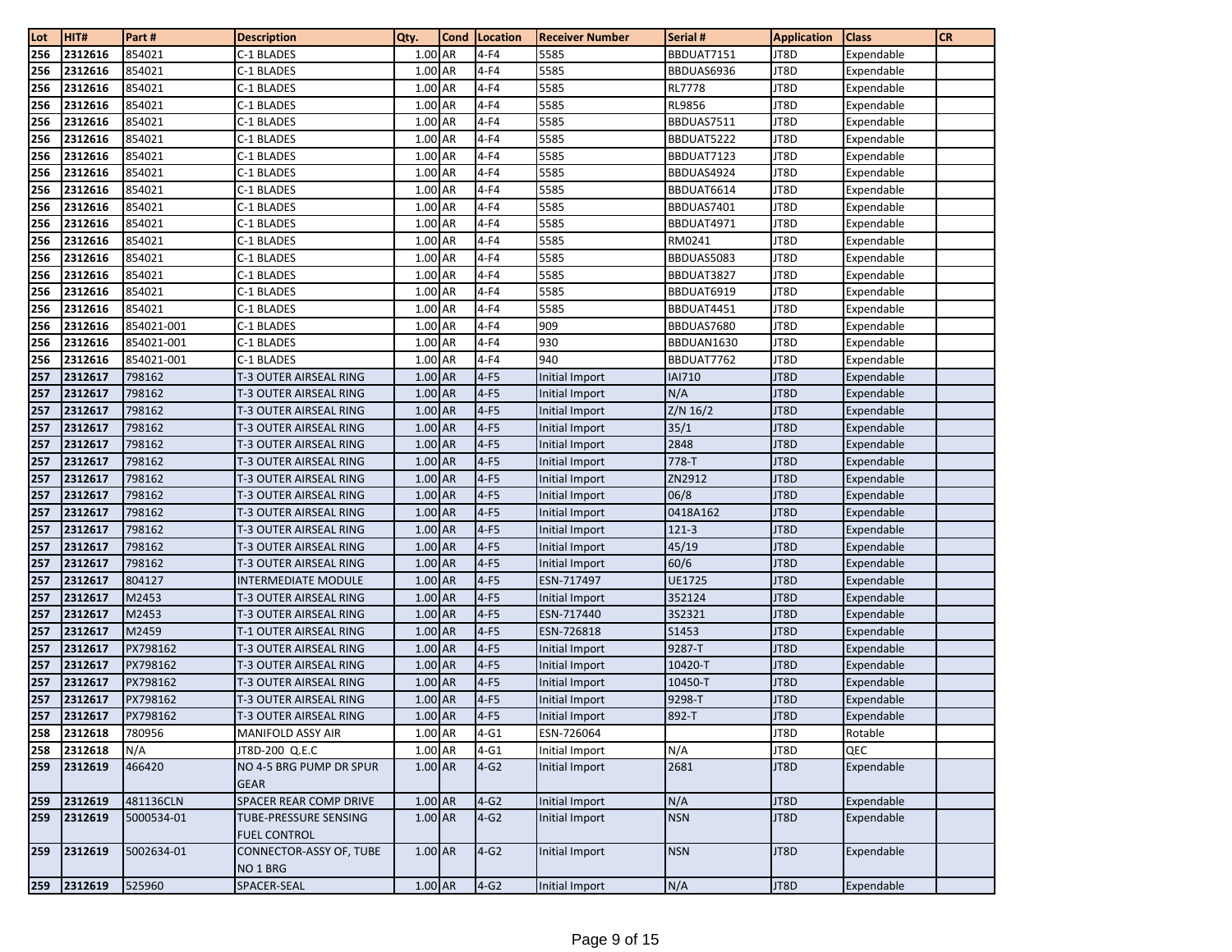| Lot | HIT# | Part # | Description | Qty. | Cond | Location | Receiver Number | Serial # | Application | Class | CR |
|---|---|---|---|---|---|---|---|---|---|---|---|
| 256 | 2312616 | 854021 | C-1 BLADES | 1.00 | AR | 4-F4 | 5585 | BBDUAT7151 | JT8D | Expendable | |
| 256 | 2312616 | 854021 | C-1 BLADES | 1.00 | AR | 4-F4 | 5585 | BBDUAS6936 | JT8D | Expendable | |
| 256 | 2312616 | 854021 | C-1 BLADES | 1.00 | AR | 4-F4 | 5585 | RL7778 | JT8D | Expendable | |
| 256 | 2312616 | 854021 | C-1 BLADES | 1.00 | AR | 4-F4 | 5585 | RL9856 | JT8D | Expendable | |
| 256 | 2312616 | 854021 | C-1 BLADES | 1.00 | AR | 4-F4 | 5585 | BBDUAS7511 | JT8D | Expendable | |
| 256 | 2312616 | 854021 | C-1 BLADES | 1.00 | AR | 4-F4 | 5585 | BBDUAT5222 | JT8D | Expendable | |
| 256 | 2312616 | 854021 | C-1 BLADES | 1.00 | AR | 4-F4 | 5585 | BBDUAT7123 | JT8D | Expendable | |
| 256 | 2312616 | 854021 | C-1 BLADES | 1.00 | AR | 4-F4 | 5585 | BBDUAS4924 | JT8D | Expendable | |
| 256 | 2312616 | 854021 | C-1 BLADES | 1.00 | AR | 4-F4 | 5585 | BBDUAT6614 | JT8D | Expendable | |
| 256 | 2312616 | 854021 | C-1 BLADES | 1.00 | AR | 4-F4 | 5585 | BBDUAS7401 | JT8D | Expendable | |
| 256 | 2312616 | 854021 | C-1 BLADES | 1.00 | AR | 4-F4 | 5585 | BBDUAT4971 | JT8D | Expendable | |
| 256 | 2312616 | 854021 | C-1 BLADES | 1.00 | AR | 4-F4 | 5585 | RM0241 | JT8D | Expendable | |
| 256 | 2312616 | 854021 | C-1 BLADES | 1.00 | AR | 4-F4 | 5585 | BBDUAS5083 | JT8D | Expendable | |
| 256 | 2312616 | 854021 | C-1 BLADES | 1.00 | AR | 4-F4 | 5585 | BBDUAT3827 | JT8D | Expendable | |
| 256 | 2312616 | 854021 | C-1 BLADES | 1.00 | AR | 4-F4 | 5585 | BBDUAT6919 | JT8D | Expendable | |
| 256 | 2312616 | 854021 | C-1 BLADES | 1.00 | AR | 4-F4 | 5585 | BBDUAT4451 | JT8D | Expendable | |
| 256 | 2312616 | 854021-001 | C-1 BLADES | 1.00 | AR | 4-F4 | 909 | BBDUAS7680 | JT8D | Expendable | |
| 256 | 2312616 | 854021-001 | C-1 BLADES | 1.00 | AR | 4-F4 | 930 | BBDUAN1630 | JT8D | Expendable | |
| 256 | 2312616 | 854021-001 | C-1 BLADES | 1.00 | AR | 4-F4 | 940 | BBDUAT7762 | JT8D | Expendable | |
| 257 | 2312617 | 798162 | T-3 OUTER AIRSEAL RING | 1.00 | AR | 4-F5 | Initial Import | IAI710 | JT8D | Expendable | |
| 257 | 2312617 | 798162 | T-3 OUTER AIRSEAL RING | 1.00 | AR | 4-F5 | Initial Import | N/A | JT8D | Expendable | |
| 257 | 2312617 | 798162 | T-3 OUTER AIRSEAL RING | 1.00 | AR | 4-F5 | Initial Import | Z/N 16/2 | JT8D | Expendable | |
| 257 | 2312617 | 798162 | T-3 OUTER AIRSEAL RING | 1.00 | AR | 4-F5 | Initial Import | 35/1 | JT8D | Expendable | |
| 257 | 2312617 | 798162 | T-3 OUTER AIRSEAL RING | 1.00 | AR | 4-F5 | Initial Import | 2848 | JT8D | Expendable | |
| 257 | 2312617 | 798162 | T-3 OUTER AIRSEAL RING | 1.00 | AR | 4-F5 | Initial Import | 778-T | JT8D | Expendable | |
| 257 | 2312617 | 798162 | T-3 OUTER AIRSEAL RING | 1.00 | AR | 4-F5 | Initial Import | ZN2912 | JT8D | Expendable | |
| 257 | 2312617 | 798162 | T-3 OUTER AIRSEAL RING | 1.00 | AR | 4-F5 | Initial Import | 06/8 | JT8D | Expendable | |
| 257 | 2312617 | 798162 | T-3 OUTER AIRSEAL RING | 1.00 | AR | 4-F5 | Initial Import | 0418A162 | JT8D | Expendable | |
| 257 | 2312617 | 798162 | T-3 OUTER AIRSEAL RING | 1.00 | AR | 4-F5 | Initial Import | 121-3 | JT8D | Expendable | |
| 257 | 2312617 | 798162 | T-3 OUTER AIRSEAL RING | 1.00 | AR | 4-F5 | Initial Import | 45/19 | JT8D | Expendable | |
| 257 | 2312617 | 798162 | T-3 OUTER AIRSEAL RING | 1.00 | AR | 4-F5 | Initial Import | 60/6 | JT8D | Expendable | |
| 257 | 2312617 | 804127 | INTERMEDIATE MODULE | 1.00 | AR | 4-F5 | ESN-717497 | UE1725 | JT8D | Expendable | |
| 257 | 2312617 | M2453 | T-3 OUTER AIRSEAL RING | 1.00 | AR | 4-F5 | Initial Import | 352124 | JT8D | Expendable | |
| 257 | 2312617 | M2453 | T-3 OUTER AIRSEAL RING | 1.00 | AR | 4-F5 | ESN-717440 | 3S2321 | JT8D | Expendable | |
| 257 | 2312617 | M2459 | T-1 OUTER AIRSEAL RING | 1.00 | AR | 4-F5 | ESN-726818 | S1453 | JT8D | Expendable | |
| 257 | 2312617 | PX798162 | T-3 OUTER AIRSEAL RING | 1.00 | AR | 4-F5 | Initial Import | 9287-T | JT8D | Expendable | |
| 257 | 2312617 | PX798162 | T-3 OUTER AIRSEAL RING | 1.00 | AR | 4-F5 | Initial Import | 10420-T | JT8D | Expendable | |
| 257 | 2312617 | PX798162 | T-3 OUTER AIRSEAL RING | 1.00 | AR | 4-F5 | Initial Import | 10450-T | JT8D | Expendable | |
| 257 | 2312617 | PX798162 | T-3 OUTER AIRSEAL RING | 1.00 | AR | 4-F5 | Initial Import | 9298-T | JT8D | Expendable | |
| 257 | 2312617 | PX798162 | T-3 OUTER AIRSEAL RING | 1.00 | AR | 4-F5 | Initial Import | 892-T | JT8D | Expendable | |
| 258 | 2312618 | 780956 | MANIFOLD ASSY AIR | 1.00 | AR | 4-G1 | ESN-726064 | | JT8D | Rotable | |
| 258 | 2312618 | N/A | JT8D-200 Q.E.C | 1.00 | AR | 4-G1 | Initial Import | N/A | JT8D | QEC | |
| 259 | 2312619 | 466420 | NO 4-5 BRG PUMP DR SPUR GEAR | 1.00 | AR | 4-G2 | Initial Import | 2681 | JT8D | Expendable | |
| 259 | 2312619 | 481136CLN | SPACER REAR COMP DRIVE | 1.00 | AR | 4-G2 | Initial Import | N/A | JT8D | Expendable | |
| 259 | 2312619 | 5000534-01 | TUBE-PRESSURE SENSING FUEL CONTROL | 1.00 | AR | 4-G2 | Initial Import | NSN | JT8D | Expendable | |
| 259 | 2312619 | 5002634-01 | CONNECTOR-ASSY OF, TUBE NO 1 BRG | 1.00 | AR | 4-G2 | Initial Import | NSN | JT8D | Expendable | |
| 259 | 2312619 | 525960 | SPACER-SEAL | 1.00 | AR | 4-G2 | Initial Import | N/A | JT8D | Expendable | |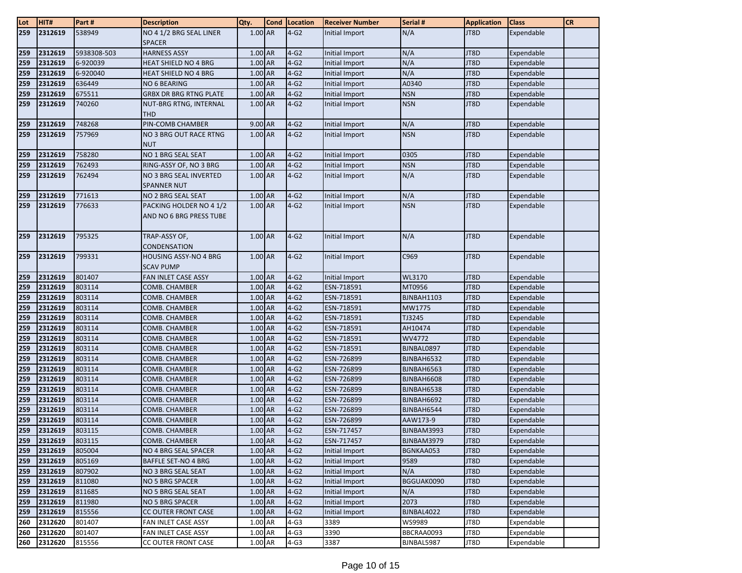| Lot | HIT# | Part # | Description | Qty. | Cond | Location | Receiver Number | Serial # | Application | Class | CR |
|---|---|---|---|---|---|---|---|---|---|---|---|
| 259 | 2312619 | 538949 | NO 4 1/2 BRG SEAL LINER SPACER | 1.00 | AR | 4-G2 | Initial Import | N/A | JT8D | Expendable | |
| 259 | 2312619 | 5938308-503 | HARNESS ASSY | 1.00 | AR | 4-G2 | Initial Import | N/A | JT8D | Expendable | |
| 259 | 2312619 | 6-920039 | HEAT SHIELD NO 4 BRG | 1.00 | AR | 4-G2 | Initial Import | N/A | JT8D | Expendable | |
| 259 | 2312619 | 6-920040 | HEAT SHIELD NO 4 BRG | 1.00 | AR | 4-G2 | Initial Import | N/A | JT8D | Expendable | |
| 259 | 2312619 | 636449 | NO 6 BEARING | 1.00 | AR | 4-G2 | Initial Import | A0340 | JT8D | Expendable | |
| 259 | 2312619 | 675511 | GRBX DR BRG RTNG PLATE | 1.00 | AR | 4-G2 | Initial Import | NSN | JT8D | Expendable | |
| 259 | 2312619 | 740260 | NUT-BRG RTNG, INTERNAL THD | 1.00 | AR | 4-G2 | Initial Import | NSN | JT8D | Expendable | |
| 259 | 2312619 | 748268 | PIN-COMB CHAMBER | 9.00 | AR | 4-G2 | Initial Import | N/A | JT8D | Expendable | |
| 259 | 2312619 | 757969 | NO 3 BRG OUT RACE RTNG NUT | 1.00 | AR | 4-G2 | Initial Import | NSN | JT8D | Expendable | |
| 259 | 2312619 | 758280 | NO 1 BRG SEAL SEAT | 1.00 | AR | 4-G2 | Initial Import | 0305 | JT8D | Expendable | |
| 259 | 2312619 | 762493 | RING-ASSY OF, NO 3 BRG | 1.00 | AR | 4-G2 | Initial Import | NSN | JT8D | Expendable | |
| 259 | 2312619 | 762494 | NO 3 BRG SEAL INVERTED SPANNER NUT | 1.00 | AR | 4-G2 | Initial Import | N/A | JT8D | Expendable | |
| 259 | 2312619 | 771613 | NO 2 BRG SEAL SEAT | 1.00 | AR | 4-G2 | Initial Import | N/A | JT8D | Expendable | |
| 259 | 2312619 | 776633 | PACKING HOLDER NO 4 1/2 AND NO 6 BRG PRESS TUBE | 1.00 | AR | 4-G2 | Initial Import | NSN | JT8D | Expendable | |
| 259 | 2312619 | 795325 | TRAP-ASSY OF, CONDENSATION | 1.00 | AR | 4-G2 | Initial Import | N/A | JT8D | Expendable | |
| 259 | 2312619 | 799331 | HOUSING ASSY-NO 4 BRG SCAV PUMP | 1.00 | AR | 4-G2 | Initial Import | C969 | JT8D | Expendable | |
| 259 | 2312619 | 801407 | FAN INLET CASE ASSY | 1.00 | AR | 4-G2 | Initial Import | WL3170 | JT8D | Expendable | |
| 259 | 2312619 | 803114 | COMB. CHAMBER | 1.00 | AR | 4-G2 | ESN-718591 | MT0956 | JT8D | Expendable | |
| 259 | 2312619 | 803114 | COMB. CHAMBER | 1.00 | AR | 4-G2 | ESN-718591 | BJNBAH1103 | JT8D | Expendable | |
| 259 | 2312619 | 803114 | COMB. CHAMBER | 1.00 | AR | 4-G2 | ESN-718591 | MW1775 | JT8D | Expendable | |
| 259 | 2312619 | 803114 | COMB. CHAMBER | 1.00 | AR | 4-G2 | ESN-718591 | TJ3245 | JT8D | Expendable | |
| 259 | 2312619 | 803114 | COMB. CHAMBER | 1.00 | AR | 4-G2 | ESN-718591 | AH10474 | JT8D | Expendable | |
| 259 | 2312619 | 803114 | COMB. CHAMBER | 1.00 | AR | 4-G2 | ESN-718591 | WV4772 | JT8D | Expendable | |
| 259 | 2312619 | 803114 | COMB. CHAMBER | 1.00 | AR | 4-G2 | ESN-718591 | BJNBAL0897 | JT8D | Expendable | |
| 259 | 2312619 | 803114 | COMB. CHAMBER | 1.00 | AR | 4-G2 | ESN-726899 | BJNBAH6532 | JT8D | Expendable | |
| 259 | 2312619 | 803114 | COMB. CHAMBER | 1.00 | AR | 4-G2 | ESN-726899 | BJNBAH6563 | JT8D | Expendable | |
| 259 | 2312619 | 803114 | COMB. CHAMBER | 1.00 | AR | 4-G2 | ESN-726899 | BJNBAH6608 | JT8D | Expendable | |
| 259 | 2312619 | 803114 | COMB. CHAMBER | 1.00 | AR | 4-G2 | ESN-726899 | BJNBAH6538 | JT8D | Expendable | |
| 259 | 2312619 | 803114 | COMB. CHAMBER | 1.00 | AR | 4-G2 | ESN-726899 | BJNBAH6692 | JT8D | Expendable | |
| 259 | 2312619 | 803114 | COMB. CHAMBER | 1.00 | AR | 4-G2 | ESN-726899 | BJNBAH6544 | JT8D | Expendable | |
| 259 | 2312619 | 803114 | COMB. CHAMBER | 1.00 | AR | 4-G2 | ESN-726899 | AAW173-9 | JT8D | Expendable | |
| 259 | 2312619 | 803115 | COMB. CHAMBER | 1.00 | AR | 4-G2 | ESN-717457 | BJNBAM3993 | JT8D | Expendable | |
| 259 | 2312619 | 803115 | COMB. CHAMBER | 1.00 | AR | 4-G2 | ESN-717457 | BJNBAM3979 | JT8D | Expendable | |
| 259 | 2312619 | 805004 | NO 4 BRG SEAL SPACER | 1.00 | AR | 4-G2 | Initial Import | BGNKAA053 | JT8D | Expendable | |
| 259 | 2312619 | 805169 | BAFFLE SET-NO 4 BRG | 1.00 | AR | 4-G2 | Initial Import | 9589 | JT8D | Expendable | |
| 259 | 2312619 | 807902 | NO 3 BRG SEAL SEAT | 1.00 | AR | 4-G2 | Initial Import | N/A | JT8D | Expendable | |
| 259 | 2312619 | 811080 | NO 5 BRG SPACER | 1.00 | AR | 4-G2 | Initial Import | BGGUAK0090 | JT8D | Expendable | |
| 259 | 2312619 | 811685 | NO 5 BRG SEAL SEAT | 1.00 | AR | 4-G2 | Initial Import | N/A | JT8D | Expendable | |
| 259 | 2312619 | 811980 | NO 5 BRG SPACER | 1.00 | AR | 4-G2 | Initial Import | 2073 | JT8D | Expendable | |
| 259 | 2312619 | 815556 | CC OUTER FRONT CASE | 1.00 | AR | 4-G2 | Initial Import | BJNBAL4022 | JT8D | Expendable | |
| 260 | 2312620 | 801407 | FAN INLET CASE ASSY | 1.00 | AR | 4-G3 | 3389 | WS9989 | JT8D | Expendable | |
| 260 | 2312620 | 801407 | FAN INLET CASE ASSY | 1.00 | AR | 4-G3 | 3390 | BBCRAA0093 | JT8D | Expendable | |
| 260 | 2312620 | 815556 | CC OUTER FRONT CASE | 1.00 | AR | 4-G3 | 3387 | BJNBAL5987 | JT8D | Expendable | |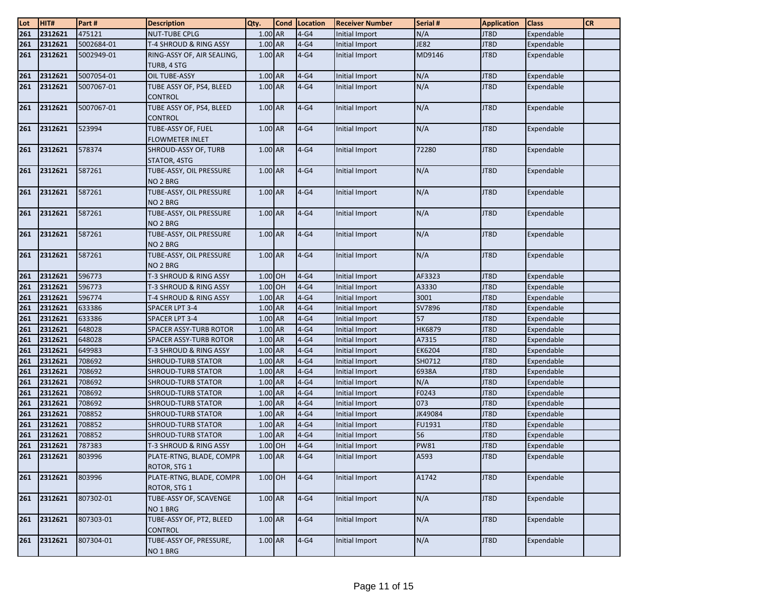| Lot | HIT# | Part # | Description | Qty. | Cond | Location | Receiver Number | Serial # | Application | Class | CR |
|---|---|---|---|---|---|---|---|---|---|---|---|
| 261 | 2312621 | 475121 | NUT-TUBE CPLG | 1.00 | AR | 4-G4 | Initial Import | N/A | JT8D | Expendable | |
| 261 | 2312621 | 5002684-01 | T-4 SHROUD & RING ASSY | 1.00 | AR | 4-G4 | Initial Import | JE82 | JT8D | Expendable | |
| 261 | 2312621 | 5002949-01 | RING-ASSY OF, AIR SEALING, TURB, 4 STG | 1.00 | AR | 4-G4 | Initial Import | MD9146 | JT8D | Expendable | |
| 261 | 2312621 | 5007054-01 | OIL TUBE-ASSY | 1.00 | AR | 4-G4 | Initial Import | N/A | JT8D | Expendable | |
| 261 | 2312621 | 5007067-01 | TUBE ASSY OF, PS4, BLEED CONTROL | 1.00 | AR | 4-G4 | Initial Import | N/A | JT8D | Expendable | |
| 261 | 2312621 | 5007067-01 | TUBE ASSY OF, PS4, BLEED CONTROL | 1.00 | AR | 4-G4 | Initial Import | N/A | JT8D | Expendable | |
| 261 | 2312621 | 523994 | TUBE-ASSY OF, FUEL FLOWMETER INLET | 1.00 | AR | 4-G4 | Initial Import | N/A | JT8D | Expendable | |
| 261 | 2312621 | 578374 | SHROUD-ASSY OF, TURB STATOR, 4STG | 1.00 | AR | 4-G4 | Initial Import | 72280 | JT8D | Expendable | |
| 261 | 2312621 | 587261 | TUBE-ASSY, OIL PRESSURE NO 2 BRG | 1.00 | AR | 4-G4 | Initial Import | N/A | JT8D | Expendable | |
| 261 | 2312621 | 587261 | TUBE-ASSY, OIL PRESSURE NO 2 BRG | 1.00 | AR | 4-G4 | Initial Import | N/A | JT8D | Expendable | |
| 261 | 2312621 | 587261 | TUBE-ASSY, OIL PRESSURE NO 2 BRG | 1.00 | AR | 4-G4 | Initial Import | N/A | JT8D | Expendable | |
| 261 | 2312621 | 587261 | TUBE-ASSY, OIL PRESSURE NO 2 BRG | 1.00 | AR | 4-G4 | Initial Import | N/A | JT8D | Expendable | |
| 261 | 2312621 | 587261 | TUBE-ASSY, OIL PRESSURE NO 2 BRG | 1.00 | AR | 4-G4 | Initial Import | N/A | JT8D | Expendable | |
| 261 | 2312621 | 596773 | T-3 SHROUD & RING ASSY | 1.00 | OH | 4-G4 | Initial Import | AF3323 | JT8D | Expendable | |
| 261 | 2312621 | 596773 | T-3 SHROUD & RING ASSY | 1.00 | OH | 4-G4 | Initial Import | A3330 | JT8D | Expendable | |
| 261 | 2312621 | 596774 | T-4 SHROUD & RING ASSY | 1.00 | AR | 4-G4 | Initial Import | 3001 | JT8D | Expendable | |
| 261 | 2312621 | 633386 | SPACER LPT 3-4 | 1.00 | AR | 4-G4 | Initial Import | SV7896 | JT8D | Expendable | |
| 261 | 2312621 | 633386 | SPACER LPT 3-4 | 1.00 | AR | 4-G4 | Initial Import | 57 | JT8D | Expendable | |
| 261 | 2312621 | 648028 | SPACER ASSY-TURB ROTOR | 1.00 | AR | 4-G4 | Initial Import | HK6879 | JT8D | Expendable | |
| 261 | 2312621 | 648028 | SPACER ASSY-TURB ROTOR | 1.00 | AR | 4-G4 | Initial Import | A7315 | JT8D | Expendable | |
| 261 | 2312621 | 649983 | T-3 SHROUD & RING ASSY | 1.00 | AR | 4-G4 | Initial Import | EK6204 | JT8D | Expendable | |
| 261 | 2312621 | 708692 | SHROUD-TURB STATOR | 1.00 | AR | 4-G4 | Initial Import | SH0712 | JT8D | Expendable | |
| 261 | 2312621 | 708692 | SHROUD-TURB STATOR | 1.00 | AR | 4-G4 | Initial Import | 6938A | JT8D | Expendable | |
| 261 | 2312621 | 708692 | SHROUD-TURB STATOR | 1.00 | AR | 4-G4 | Initial Import | N/A | JT8D | Expendable | |
| 261 | 2312621 | 708692 | SHROUD-TURB STATOR | 1.00 | AR | 4-G4 | Initial Import | F0243 | JT8D | Expendable | |
| 261 | 2312621 | 708692 | SHROUD-TURB STATOR | 1.00 | AR | 4-G4 | Initial Import | 073 | JT8D | Expendable | |
| 261 | 2312621 | 708852 | SHROUD-TURB STATOR | 1.00 | AR | 4-G4 | Initial Import | JK49084 | JT8D | Expendable | |
| 261 | 2312621 | 708852 | SHROUD-TURB STATOR | 1.00 | AR | 4-G4 | Initial Import | FU1931 | JT8D | Expendable | |
| 261 | 2312621 | 708852 | SHROUD-TURB STATOR | 1.00 | AR | 4-G4 | Initial Import | 56 | JT8D | Expendable | |
| 261 | 2312621 | 787383 | T-3 SHROUD & RING ASSY | 1.00 | OH | 4-G4 | Initial Import | PW81 | JT8D | Expendable | |
| 261 | 2312621 | 803996 | PLATE-RTNG, BLADE, COMPR ROTOR, STG 1 | 1.00 | AR | 4-G4 | Initial Import | A593 | JT8D | Expendable | |
| 261 | 2312621 | 803996 | PLATE-RTNG, BLADE, COMPR ROTOR, STG 1 | 1.00 | OH | 4-G4 | Initial Import | A1742 | JT8D | Expendable | |
| 261 | 2312621 | 807302-01 | TUBE-ASSY OF, SCAVENGE NO 1 BRG | 1.00 | AR | 4-G4 | Initial Import | N/A | JT8D | Expendable | |
| 261 | 2312621 | 807303-01 | TUBE-ASSY OF, PT2, BLEED CONTROL | 1.00 | AR | 4-G4 | Initial Import | N/A | JT8D | Expendable | |
| 261 | 2312621 | 807304-01 | TUBE-ASSY OF, PRESSURE, NO 1 BRG | 1.00 | AR | 4-G4 | Initial Import | N/A | JT8D | Expendable | |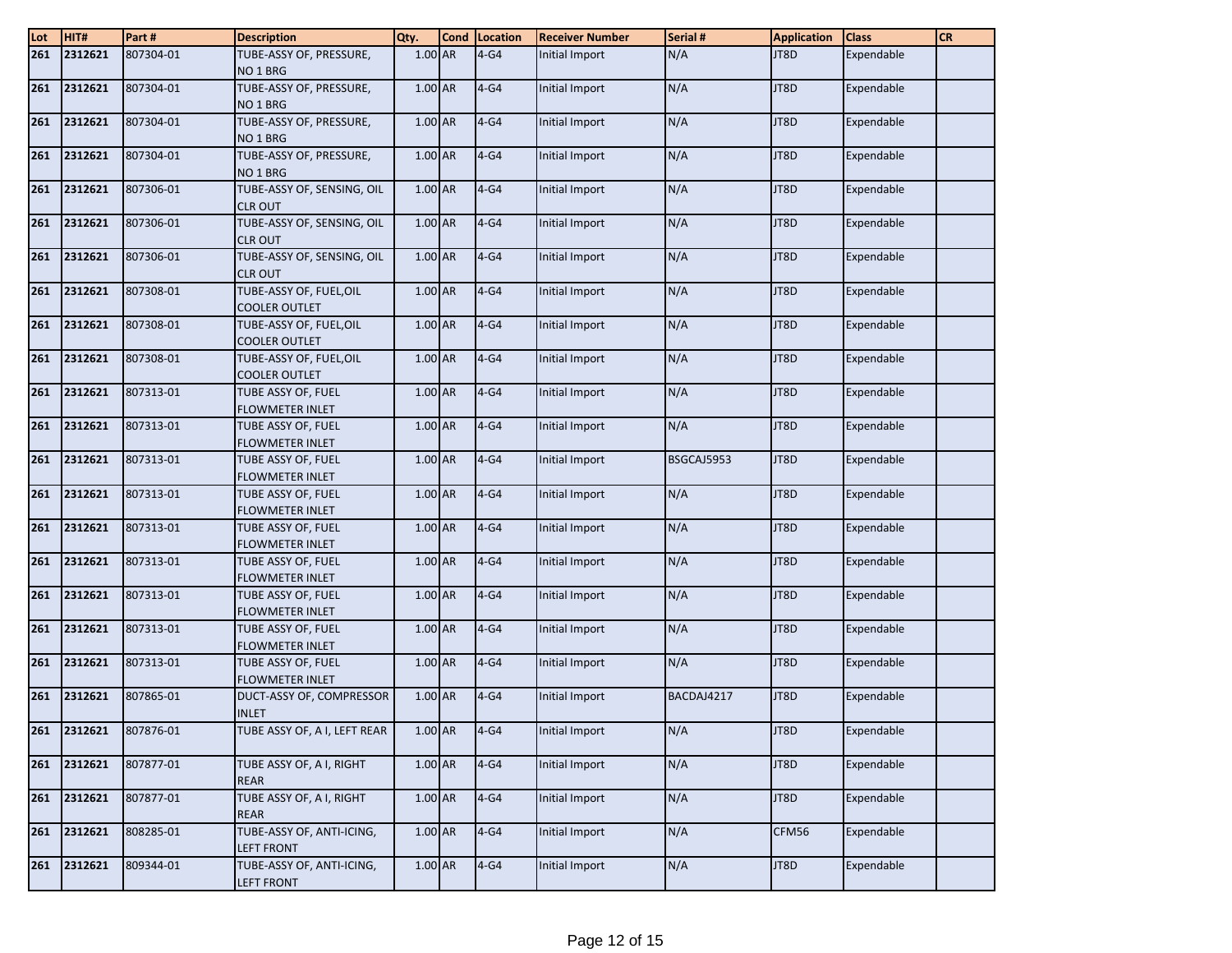| Lot | HIT# | Part # | Description | Qty. | Cond | Location | Receiver Number | Serial # | Application | Class | CR |
|---|---|---|---|---|---|---|---|---|---|---|---|
| 261 | 2312621 | 807304-01 | TUBE-ASSY OF, PRESSURE, NO 1 BRG | 1.00 | AR | 4-G4 | Initial Import | N/A | JT8D | Expendable | |
| 261 | 2312621 | 807304-01 | TUBE-ASSY OF, PRESSURE, NO 1 BRG | 1.00 | AR | 4-G4 | Initial Import | N/A | JT8D | Expendable | |
| 261 | 2312621 | 807304-01 | TUBE-ASSY OF, PRESSURE, NO 1 BRG | 1.00 | AR | 4-G4 | Initial Import | N/A | JT8D | Expendable | |
| 261 | 2312621 | 807304-01 | TUBE-ASSY OF, PRESSURE, NO 1 BRG | 1.00 | AR | 4-G4 | Initial Import | N/A | JT8D | Expendable | |
| 261 | 2312621 | 807306-01 | TUBE-ASSY OF, SENSING, OIL CLR OUT | 1.00 | AR | 4-G4 | Initial Import | N/A | JT8D | Expendable | |
| 261 | 2312621 | 807306-01 | TUBE-ASSY OF, SENSING, OIL CLR OUT | 1.00 | AR | 4-G4 | Initial Import | N/A | JT8D | Expendable | |
| 261 | 2312621 | 807306-01 | TUBE-ASSY OF, SENSING, OIL CLR OUT | 1.00 | AR | 4-G4 | Initial Import | N/A | JT8D | Expendable | |
| 261 | 2312621 | 807308-01 | TUBE-ASSY OF, FUEL,OIL COOLER OUTLET | 1.00 | AR | 4-G4 | Initial Import | N/A | JT8D | Expendable | |
| 261 | 2312621 | 807308-01 | TUBE-ASSY OF, FUEL,OIL COOLER OUTLET | 1.00 | AR | 4-G4 | Initial Import | N/A | JT8D | Expendable | |
| 261 | 2312621 | 807308-01 | TUBE-ASSY OF, FUEL,OIL COOLER OUTLET | 1.00 | AR | 4-G4 | Initial Import | N/A | JT8D | Expendable | |
| 261 | 2312621 | 807313-01 | TUBE ASSY OF, FUEL FLOWMETER INLET | 1.00 | AR | 4-G4 | Initial Import | N/A | JT8D | Expendable | |
| 261 | 2312621 | 807313-01 | TUBE ASSY OF, FUEL FLOWMETER INLET | 1.00 | AR | 4-G4 | Initial Import | N/A | JT8D | Expendable | |
| 261 | 2312621 | 807313-01 | TUBE ASSY OF, FUEL FLOWMETER INLET | 1.00 | AR | 4-G4 | Initial Import | BSGCAJ5953 | JT8D | Expendable | |
| 261 | 2312621 | 807313-01 | TUBE ASSY OF, FUEL FLOWMETER INLET | 1.00 | AR | 4-G4 | Initial Import | N/A | JT8D | Expendable | |
| 261 | 2312621 | 807313-01 | TUBE ASSY OF, FUEL FLOWMETER INLET | 1.00 | AR | 4-G4 | Initial Import | N/A | JT8D | Expendable | |
| 261 | 2312621 | 807313-01 | TUBE ASSY OF, FUEL FLOWMETER INLET | 1.00 | AR | 4-G4 | Initial Import | N/A | JT8D | Expendable | |
| 261 | 2312621 | 807313-01 | TUBE ASSY OF, FUEL FLOWMETER INLET | 1.00 | AR | 4-G4 | Initial Import | N/A | JT8D | Expendable | |
| 261 | 2312621 | 807313-01 | TUBE ASSY OF, FUEL FLOWMETER INLET | 1.00 | AR | 4-G4 | Initial Import | N/A | JT8D | Expendable | |
| 261 | 2312621 | 807313-01 | TUBE ASSY OF, FUEL FLOWMETER INLET | 1.00 | AR | 4-G4 | Initial Import | N/A | JT8D | Expendable | |
| 261 | 2312621 | 807865-01 | DUCT-ASSY OF, COMPRESSOR INLET | 1.00 | AR | 4-G4 | Initial Import | BACDAJ4217 | JT8D | Expendable | |
| 261 | 2312621 | 807876-01 | TUBE ASSY OF, A I, LEFT REAR | 1.00 | AR | 4-G4 | Initial Import | N/A | JT8D | Expendable | |
| 261 | 2312621 | 807877-01 | TUBE ASSY OF, A I, RIGHT REAR | 1.00 | AR | 4-G4 | Initial Import | N/A | JT8D | Expendable | |
| 261 | 2312621 | 807877-01 | TUBE ASSY OF, A I, RIGHT REAR | 1.00 | AR | 4-G4 | Initial Import | N/A | JT8D | Expendable | |
| 261 | 2312621 | 808285-01 | TUBE-ASSY OF, ANTI-ICING, LEFT FRONT | 1.00 | AR | 4-G4 | Initial Import | N/A | CFM56 | Expendable | |
| 261 | 2312621 | 809344-01 | TUBE-ASSY OF, ANTI-ICING, LEFT FRONT | 1.00 | AR | 4-G4 | Initial Import | N/A | JT8D | Expendable | |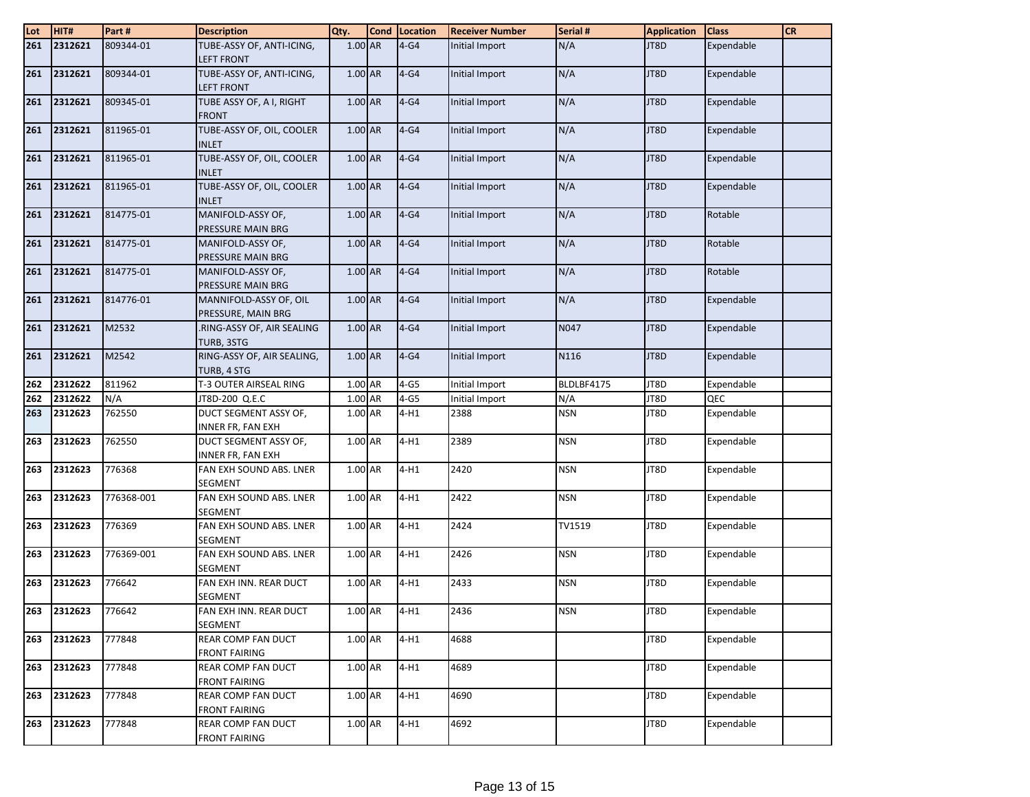| Lot | HIT# | Part # | Description | Qty. | Cond | Location | Receiver Number | Serial # | Application | Class | CR |
|---|---|---|---|---|---|---|---|---|---|---|---|
| 261 | 2312621 | 809344-01 | TUBE-ASSY OF, ANTI-ICING, LEFT FRONT | 1.00 | AR | 4-G4 | Initial Import | N/A | JT8D | Expendable | |
| 261 | 2312621 | 809344-01 | TUBE-ASSY OF, ANTI-ICING, LEFT FRONT | 1.00 | AR | 4-G4 | Initial Import | N/A | JT8D | Expendable | |
| 261 | 2312621 | 809345-01 | TUBE ASSY OF, A I, RIGHT FRONT | 1.00 | AR | 4-G4 | Initial Import | N/A | JT8D | Expendable | |
| 261 | 2312621 | 811965-01 | TUBE-ASSY OF, OIL, COOLER INLET | 1.00 | AR | 4-G4 | Initial Import | N/A | JT8D | Expendable | |
| 261 | 2312621 | 811965-01 | TUBE-ASSY OF, OIL, COOLER INLET | 1.00 | AR | 4-G4 | Initial Import | N/A | JT8D | Expendable | |
| 261 | 2312621 | 811965-01 | TUBE-ASSY OF, OIL, COOLER INLET | 1.00 | AR | 4-G4 | Initial Import | N/A | JT8D | Expendable | |
| 261 | 2312621 | 814775-01 | MANIFOLD-ASSY OF, PRESSURE MAIN BRG | 1.00 | AR | 4-G4 | Initial Import | N/A | JT8D | Rotable | |
| 261 | 2312621 | 814775-01 | MANIFOLD-ASSY OF, PRESSURE MAIN BRG | 1.00 | AR | 4-G4 | Initial Import | N/A | JT8D | Rotable | |
| 261 | 2312621 | 814775-01 | MANIFOLD-ASSY OF, PRESSURE MAIN BRG | 1.00 | AR | 4-G4 | Initial Import | N/A | JT8D | Rotable | |
| 261 | 2312621 | 814776-01 | MANNIFOLD-ASSY OF, OIL PRESSURE, MAIN BRG | 1.00 | AR | 4-G4 | Initial Import | N/A | JT8D | Expendable | |
| 261 | 2312621 | M2532 | .RING-ASSY OF, AIR SEALING TURB, 3STG | 1.00 | AR | 4-G4 | Initial Import | N047 | JT8D | Expendable | |
| 261 | 2312621 | M2542 | RING-ASSY OF, AIR SEALING, TURB, 4 STG | 1.00 | AR | 4-G4 | Initial Import | N116 | JT8D | Expendable | |
| 262 | 2312622 | 811962 | T-3 OUTER AIRSEAL RING | 1.00 | AR | 4-G5 | Initial Import | BLDLBF4175 | JT8D | Expendable | |
| 262 | 2312622 | N/A | JT8D-200 Q.E.C | 1.00 | AR | 4-G5 | Initial Import | N/A | JT8D | QEC | |
| 263 | 2312623 | 762550 | DUCT SEGMENT ASSY OF, INNER FR, FAN EXH | 1.00 | AR | 4-H1 | 2388 | NSN | JT8D | Expendable | |
| 263 | 2312623 | 762550 | DUCT SEGMENT ASSY OF, INNER FR, FAN EXH | 1.00 | AR | 4-H1 | 2389 | NSN | JT8D | Expendable | |
| 263 | 2312623 | 776368 | FAN EXH SOUND ABS. LNER SEGMENT | 1.00 | AR | 4-H1 | 2420 | NSN | JT8D | Expendable | |
| 263 | 2312623 | 776368-001 | FAN EXH SOUND ABS. LNER SEGMENT | 1.00 | AR | 4-H1 | 2422 | NSN | JT8D | Expendable | |
| 263 | 2312623 | 776369 | FAN EXH SOUND ABS. LNER SEGMENT | 1.00 | AR | 4-H1 | 2424 | TV1519 | JT8D | Expendable | |
| 263 | 2312623 | 776369-001 | FAN EXH SOUND ABS. LNER SEGMENT | 1.00 | AR | 4-H1 | 2426 | NSN | JT8D | Expendable | |
| 263 | 2312623 | 776642 | FAN EXH INN. REAR DUCT SEGMENT | 1.00 | AR | 4-H1 | 2433 | NSN | JT8D | Expendable | |
| 263 | 2312623 | 776642 | FAN EXH INN. REAR DUCT SEGMENT | 1.00 | AR | 4-H1 | 2436 | NSN | JT8D | Expendable | |
| 263 | 2312623 | 777848 | REAR COMP FAN DUCT FRONT FAIRING | 1.00 | AR | 4-H1 | 4688 | | JT8D | Expendable | |
| 263 | 2312623 | 777848 | REAR COMP FAN DUCT FRONT FAIRING | 1.00 | AR | 4-H1 | 4689 | | JT8D | Expendable | |
| 263 | 2312623 | 777848 | REAR COMP FAN DUCT FRONT FAIRING | 1.00 | AR | 4-H1 | 4690 | | JT8D | Expendable | |
| 263 | 2312623 | 777848 | REAR COMP FAN DUCT FRONT FAIRING | 1.00 | AR | 4-H1 | 4692 | | JT8D | Expendable | |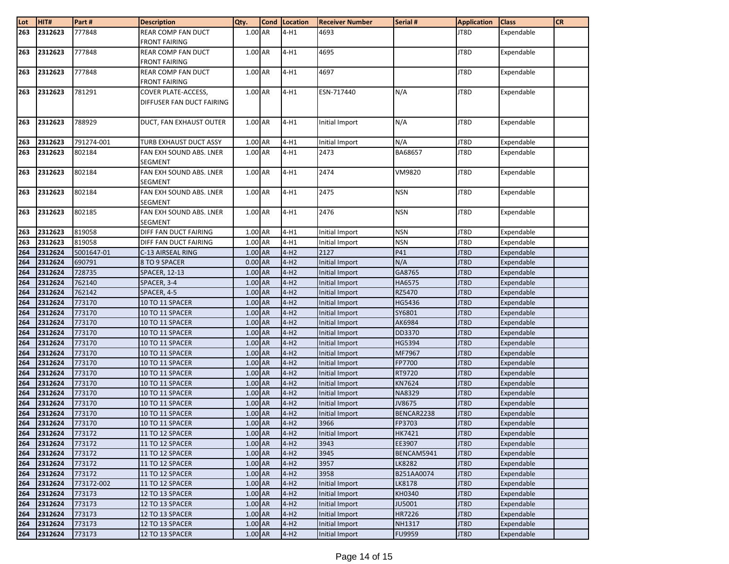| Lot | HIT# | Part # | Description | Qty. | Cond | Location | Receiver Number | Serial # | Application | Class | CR |
|---|---|---|---|---|---|---|---|---|---|---|---|
| 263 | 2312623 | 777848 | REAR COMP FAN DUCT FRONT FAIRING | 1.00 | AR | 4-H1 | 4693 | | JT8D | Expendable | |
| 263 | 2312623 | 777848 | REAR COMP FAN DUCT FRONT FAIRING | 1.00 | AR | 4-H1 | 4695 | | JT8D | Expendable | |
| 263 | 2312623 | 777848 | REAR COMP FAN DUCT FRONT FAIRING | 1.00 | AR | 4-H1 | 4697 | | JT8D | Expendable | |
| 263 | 2312623 | 781291 | COVER PLATE-ACCESS, DIFFUSER FAN DUCT FAIRING | 1.00 | AR | 4-H1 | ESN-717440 | N/A | JT8D | Expendable | |
| 263 | 2312623 | 788929 | DUCT, FAN EXHAUST OUTER | 1.00 | AR | 4-H1 | Initial Import | N/A | JT8D | Expendable | |
| 263 | 2312623 | 791274-001 | TURB EXHAUST DUCT ASSY | 1.00 | AR | 4-H1 | Initial Import | N/A | JT8D | Expendable | |
| 263 | 2312623 | 802184 | FAN EXH SOUND ABS. LNER SEGMENT | 1.00 | AR | 4-H1 | 2473 | BA68657 | JT8D | Expendable | |
| 263 | 2312623 | 802184 | FAN EXH SOUND ABS. LNER SEGMENT | 1.00 | AR | 4-H1 | 2474 | VM9820 | JT8D | Expendable | |
| 263 | 2312623 | 802184 | FAN EXH SOUND ABS. LNER SEGMENT | 1.00 | AR | 4-H1 | 2475 | NSN | JT8D | Expendable | |
| 263 | 2312623 | 802185 | FAN EXH SOUND ABS. LNER SEGMENT | 1.00 | AR | 4-H1 | 2476 | NSN | JT8D | Expendable | |
| 263 | 2312623 | 819058 | DIFF FAN DUCT FAIRING | 1.00 | AR | 4-H1 | Initial Import | NSN | JT8D | Expendable | |
| 263 | 2312623 | 819058 | DIFF FAN DUCT FAIRING | 1.00 | AR | 4-H1 | Initial Import | NSN | JT8D | Expendable | |
| 264 | 2312624 | 5001647-01 | C-13 AIRSEAL RING | 1.00 | AR | 4-H2 | 2127 | P41 | JT8D | Expendable | |
| 264 | 2312624 | 690791 | 8 TO 9 SPACER | 0.00 | AR | 4-H2 | Initial Import | N/A | JT8D | Expendable | |
| 264 | 2312624 | 728735 | SPACER, 12-13 | 1.00 | AR | 4-H2 | Initial Import | GA8765 | JT8D | Expendable | |
| 264 | 2312624 | 762140 | SPACER, 3-4 | 1.00 | AR | 4-H2 | Initial Import | HA6575 | JT8D | Expendable | |
| 264 | 2312624 | 762142 | SPACER, 4-5 | 1.00 | AR | 4-H2 | Initial Import | RZ5470 | JT8D | Expendable | |
| 264 | 2312624 | 773170 | 10 TO 11 SPACER | 1.00 | AR | 4-H2 | Initial Import | HG5436 | JT8D | Expendable | |
| 264 | 2312624 | 773170 | 10 TO 11 SPACER | 1.00 | AR | 4-H2 | Initial Import | SY6801 | JT8D | Expendable | |
| 264 | 2312624 | 773170 | 10 TO 11 SPACER | 1.00 | AR | 4-H2 | Initial Import | AK6984 | JT8D | Expendable | |
| 264 | 2312624 | 773170 | 10 TO 11 SPACER | 1.00 | AR | 4-H2 | Initial Import | DD3370 | JT8D | Expendable | |
| 264 | 2312624 | 773170 | 10 TO 11 SPACER | 1.00 | AR | 4-H2 | Initial Import | HG5394 | JT8D | Expendable | |
| 264 | 2312624 | 773170 | 10 TO 11 SPACER | 1.00 | AR | 4-H2 | Initial Import | MF7967 | JT8D | Expendable | |
| 264 | 2312624 | 773170 | 10 TO 11 SPACER | 1.00 | AR | 4-H2 | Initial Import | FP7700 | JT8D | Expendable | |
| 264 | 2312624 | 773170 | 10 TO 11 SPACER | 1.00 | AR | 4-H2 | Initial Import | RT9720 | JT8D | Expendable | |
| 264 | 2312624 | 773170 | 10 TO 11 SPACER | 1.00 | AR | 4-H2 | Initial Import | KN7624 | JT8D | Expendable | |
| 264 | 2312624 | 773170 | 10 TO 11 SPACER | 1.00 | AR | 4-H2 | Initial Import | NA8329 | JT8D | Expendable | |
| 264 | 2312624 | 773170 | 10 TO 11 SPACER | 1.00 | AR | 4-H2 | Initial Import | JV8675 | JT8D | Expendable | |
| 264 | 2312624 | 773170 | 10 TO 11 SPACER | 1.00 | AR | 4-H2 | Initial Import | BENCAR2238 | JT8D | Expendable | |
| 264 | 2312624 | 773170 | 10 TO 11 SPACER | 1.00 | AR | 4-H2 | 3966 | FP3703 | JT8D | Expendable | |
| 264 | 2312624 | 773172 | 11 TO 12 SPACER | 1.00 | AR | 4-H2 | Initial Import | HK7421 | JT8D | Expendable | |
| 264 | 2312624 | 773172 | 11 TO 12 SPACER | 1.00 | AR | 4-H2 | 3943 | EE3907 | JT8D | Expendable | |
| 264 | 2312624 | 773172 | 11 TO 12 SPACER | 1.00 | AR | 4-H2 | 3945 | BENCAM5941 | JT8D | Expendable | |
| 264 | 2312624 | 773172 | 11 TO 12 SPACER | 1.00 | AR | 4-H2 | 3957 | LK8282 | JT8D | Expendable | |
| 264 | 2312624 | 773172 | 11 TO 12 SPACER | 1.00 | AR | 4-H2 | 3958 | B251AA0074 | JT8D | Expendable | |
| 264 | 2312624 | 773172-002 | 11 TO 12 SPACER | 1.00 | AR | 4-H2 | Initial Import | LK8178 | JT8D | Expendable | |
| 264 | 2312624 | 773173 | 12 TO 13 SPACER | 1.00 | AR | 4-H2 | Initial Import | KH0340 | JT8D | Expendable | |
| 264 | 2312624 | 773173 | 12 TO 13 SPACER | 1.00 | AR | 4-H2 | Initial Import | JU5001 | JT8D | Expendable | |
| 264 | 2312624 | 773173 | 12 TO 13 SPACER | 1.00 | AR | 4-H2 | Initial Import | HR7226 | JT8D | Expendable | |
| 264 | 2312624 | 773173 | 12 TO 13 SPACER | 1.00 | AR | 4-H2 | Initial Import | NH1317 | JT8D | Expendable | |
| 264 | 2312624 | 773173 | 12 TO 13 SPACER | 1.00 | AR | 4-H2 | Initial Import | FU9959 | JT8D | Expendable | |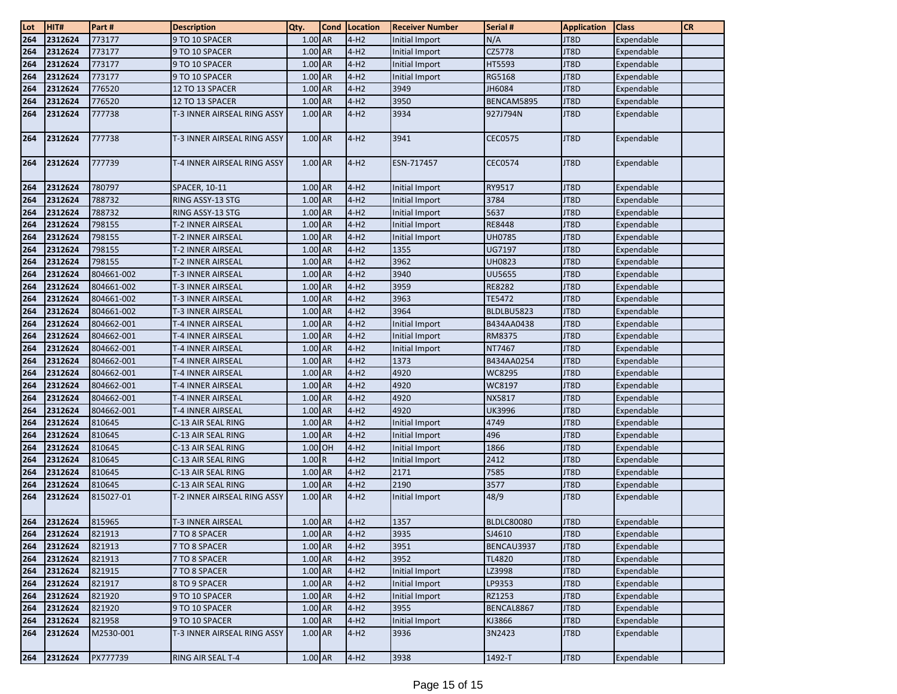| Lot | HIT# | Part # | Description | Qty. | Cond | Location | Receiver Number | Serial # | Application | Class | CR |
|---|---|---|---|---|---|---|---|---|---|---|---|
| 264 | 2312624 | 773177 | 9 TO 10 SPACER | 1.00 | AR | 4-H2 | Initial Import | N/A | JT8D | Expendable | |
| 264 | 2312624 | 773177 | 9 TO 10 SPACER | 1.00 | AR | 4-H2 | Initial Import | CZ5778 | JT8D | Expendable | |
| 264 | 2312624 | 773177 | 9 TO 10 SPACER | 1.00 | AR | 4-H2 | Initial Import | HT5593 | JT8D | Expendable | |
| 264 | 2312624 | 773177 | 9 TO 10 SPACER | 1.00 | AR | 4-H2 | Initial Import | RG5168 | JT8D | Expendable | |
| 264 | 2312624 | 776520 | 12 TO 13 SPACER | 1.00 | AR | 4-H2 | 3949 | JH6084 | JT8D | Expendable | |
| 264 | 2312624 | 776520 | 12 TO 13 SPACER | 1.00 | AR | 4-H2 | 3950 | BENCAM5895 | JT8D | Expendable | |
| 264 | 2312624 | 777738 | T-3 INNER AIRSEAL RING ASSY | 1.00 | AR | 4-H2 | 3934 | 927J794N | JT8D | Expendable | |
| 264 | 2312624 | 777738 | T-3 INNER AIRSEAL RING ASSY | 1.00 | AR | 4-H2 | 3941 | CEC0575 | JT8D | Expendable | |
| 264 | 2312624 | 777739 | T-4 INNER AIRSEAL RING ASSY | 1.00 | AR | 4-H2 | ESN-717457 | CEC0574 | JT8D | Expendable | |
| 264 | 2312624 | 780797 | SPACER, 10-11 | 1.00 | AR | 4-H2 | Initial Import | RY9517 | JT8D | Expendable | |
| 264 | 2312624 | 788732 | RING ASSY-13 STG | 1.00 | AR | 4-H2 | Initial Import | 3784 | JT8D | Expendable | |
| 264 | 2312624 | 788732 | RING ASSY-13 STG | 1.00 | AR | 4-H2 | Initial Import | 5637 | JT8D | Expendable | |
| 264 | 2312624 | 798155 | T-2 INNER AIRSEAL | 1.00 | AR | 4-H2 | Initial Import | RE8448 | JT8D | Expendable | |
| 264 | 2312624 | 798155 | T-2 INNER AIRSEAL | 1.00 | AR | 4-H2 | Initial Import | UH0785 | JT8D | Expendable | |
| 264 | 2312624 | 798155 | T-2 INNER AIRSEAL | 1.00 | AR | 4-H2 | 1355 | UG7197 | JT8D | Expendable | |
| 264 | 2312624 | 798155 | T-2 INNER AIRSEAL | 1.00 | AR | 4-H2 | 3962 | UH0823 | JT8D | Expendable | |
| 264 | 2312624 | 804661-002 | T-3 INNER AIRSEAL | 1.00 | AR | 4-H2 | 3940 | UU5655 | JT8D | Expendable | |
| 264 | 2312624 | 804661-002 | T-3 INNER AIRSEAL | 1.00 | AR | 4-H2 | 3959 | RE8282 | JT8D | Expendable | |
| 264 | 2312624 | 804661-002 | T-3 INNER AIRSEAL | 1.00 | AR | 4-H2 | 3963 | TE5472 | JT8D | Expendable | |
| 264 | 2312624 | 804661-002 | T-3 INNER AIRSEAL | 1.00 | AR | 4-H2 | 3964 | BLDLBU5823 | JT8D | Expendable | |
| 264 | 2312624 | 804662-001 | T-4 INNER AIRSEAL | 1.00 | AR | 4-H2 | Initial Import | B434AA0438 | JT8D | Expendable | |
| 264 | 2312624 | 804662-001 | T-4 INNER AIRSEAL | 1.00 | AR | 4-H2 | Initial Import | RM8375 | JT8D | Expendable | |
| 264 | 2312624 | 804662-001 | T-4 INNER AIRSEAL | 1.00 | AR | 4-H2 | Initial Import | NT7467 | JT8D | Expendable | |
| 264 | 2312624 | 804662-001 | T-4 INNER AIRSEAL | 1.00 | AR | 4-H2 | 1373 | B434AA0254 | JT8D | Expendable | |
| 264 | 2312624 | 804662-001 | T-4 INNER AIRSEAL | 1.00 | AR | 4-H2 | 4920 | WC8295 | JT8D | Expendable | |
| 264 | 2312624 | 804662-001 | T-4 INNER AIRSEAL | 1.00 | AR | 4-H2 | 4920 | WC8197 | JT8D | Expendable | |
| 264 | 2312624 | 804662-001 | T-4 INNER AIRSEAL | 1.00 | AR | 4-H2 | 4920 | NX5817 | JT8D | Expendable | |
| 264 | 2312624 | 804662-001 | T-4 INNER AIRSEAL | 1.00 | AR | 4-H2 | 4920 | UK3996 | JT8D | Expendable | |
| 264 | 2312624 | 810645 | C-13 AIR SEAL RING | 1.00 | AR | 4-H2 | Initial Import | 4749 | JT8D | Expendable | |
| 264 | 2312624 | 810645 | C-13 AIR SEAL RING | 1.00 | AR | 4-H2 | Initial Import | 496 | JT8D | Expendable | |
| 264 | 2312624 | 810645 | C-13 AIR SEAL RING | 1.00 | OH | 4-H2 | Initial Import | 1866 | JT8D | Expendable | |
| 264 | 2312624 | 810645 | C-13 AIR SEAL RING | 1.00 | R | 4-H2 | Initial Import | 2412 | JT8D | Expendable | |
| 264 | 2312624 | 810645 | C-13 AIR SEAL RING | 1.00 | AR | 4-H2 | 2171 | 7585 | JT8D | Expendable | |
| 264 | 2312624 | 810645 | C-13 AIR SEAL RING | 1.00 | AR | 4-H2 | 2190 | 3577 | JT8D | Expendable | |
| 264 | 2312624 | 815027-01 | T-2 INNER AIRSEAL RING ASSY | 1.00 | AR | 4-H2 | Initial Import | 48/9 | JT8D | Expendable | |
| 264 | 2312624 | 815965 | T-3 INNER AIRSEAL | 1.00 | AR | 4-H2 | 1357 | BLDLC80080 | JT8D | Expendable | |
| 264 | 2312624 | 821913 | 7 TO 8 SPACER | 1.00 | AR | 4-H2 | 3935 | SJ4610 | JT8D | Expendable | |
| 264 | 2312624 | 821913 | 7 TO 8 SPACER | 1.00 | AR | 4-H2 | 3951 | BENCAU3937 | JT8D | Expendable | |
| 264 | 2312624 | 821913 | 7 TO 8 SPACER | 1.00 | AR | 4-H2 | 3952 | TL4820 | JT8D | Expendable | |
| 264 | 2312624 | 821915 | 7 TO 8 SPACER | 1.00 | AR | 4-H2 | Initial Import | LZ3998 | JT8D | Expendable | |
| 264 | 2312624 | 821917 | 8 TO 9 SPACER | 1.00 | AR | 4-H2 | Initial Import | LP9353 | JT8D | Expendable | |
| 264 | 2312624 | 821920 | 9 TO 10 SPACER | 1.00 | AR | 4-H2 | Initial Import | RZ1253 | JT8D | Expendable | |
| 264 | 2312624 | 821920 | 9 TO 10 SPACER | 1.00 | AR | 4-H2 | 3955 | BENCAL8867 | JT8D | Expendable | |
| 264 | 2312624 | 821958 | 9 TO 10 SPACER | 1.00 | AR | 4-H2 | Initial Import | KJ3866 | JT8D | Expendable | |
| 264 | 2312624 | M2530-001 | T-3 INNER AIRSEAL RING ASSY | 1.00 | AR | 4-H2 | 3936 | 3N2423 | JT8D | Expendable | |
| 264 | 2312624 | PX777739 | RING AIR SEAL T-4 | 1.00 | AR | 4-H2 | 3938 | 1492-T | JT8D | Expendable | |